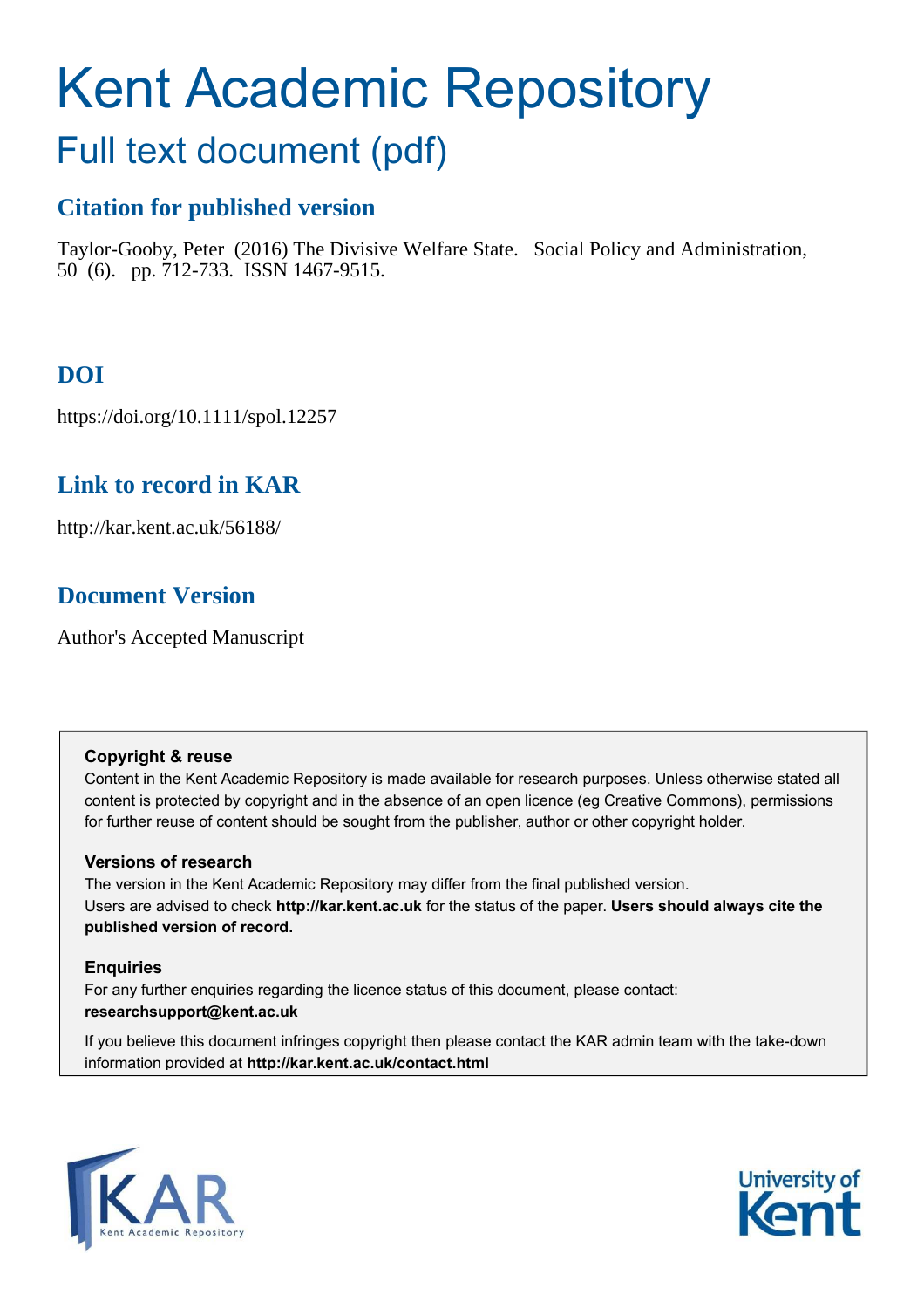# Kent Academic Repository

## Full text document (pdf)

### Citation for published version

Taylor-Gooby, Peter (2016) The Divisive Welfare State. Social Policy and Administration, 50 (6). pp. 712-733. ISSN 1467-9515.

### DOI

https://doi.org/10.1111/spol.12257

### Link to record in KAR

http://kar.kent.ac.uk/56188/

### Document Version

Author's Accepted Manuscript

**Copyright & reuse**

Content in the Kent Academic Repository is made available for research purposes. Unless otherwise stated all content is protected by copyright and in the absence of an open licence (eg Creative Commons), permissions for further reuse of content should be sought from the publisher, author or other copyright holder.

**Versions of research**

The version in the Kent Academic Repository may differ from the final published version. Users are advised to check **http://kar.kent.ac.uk** for the status of the paper. **Users should always cite the published version of record.**

**Enquiries**

For any further enquiries regarding the licence status of this document, please contact: **researchsupport@kent.ac.uk**

If you believe this document infringes copyright then please contact the KAR admin team with the take-down information provided at **http://kar.kent.ac.uk/contact.html**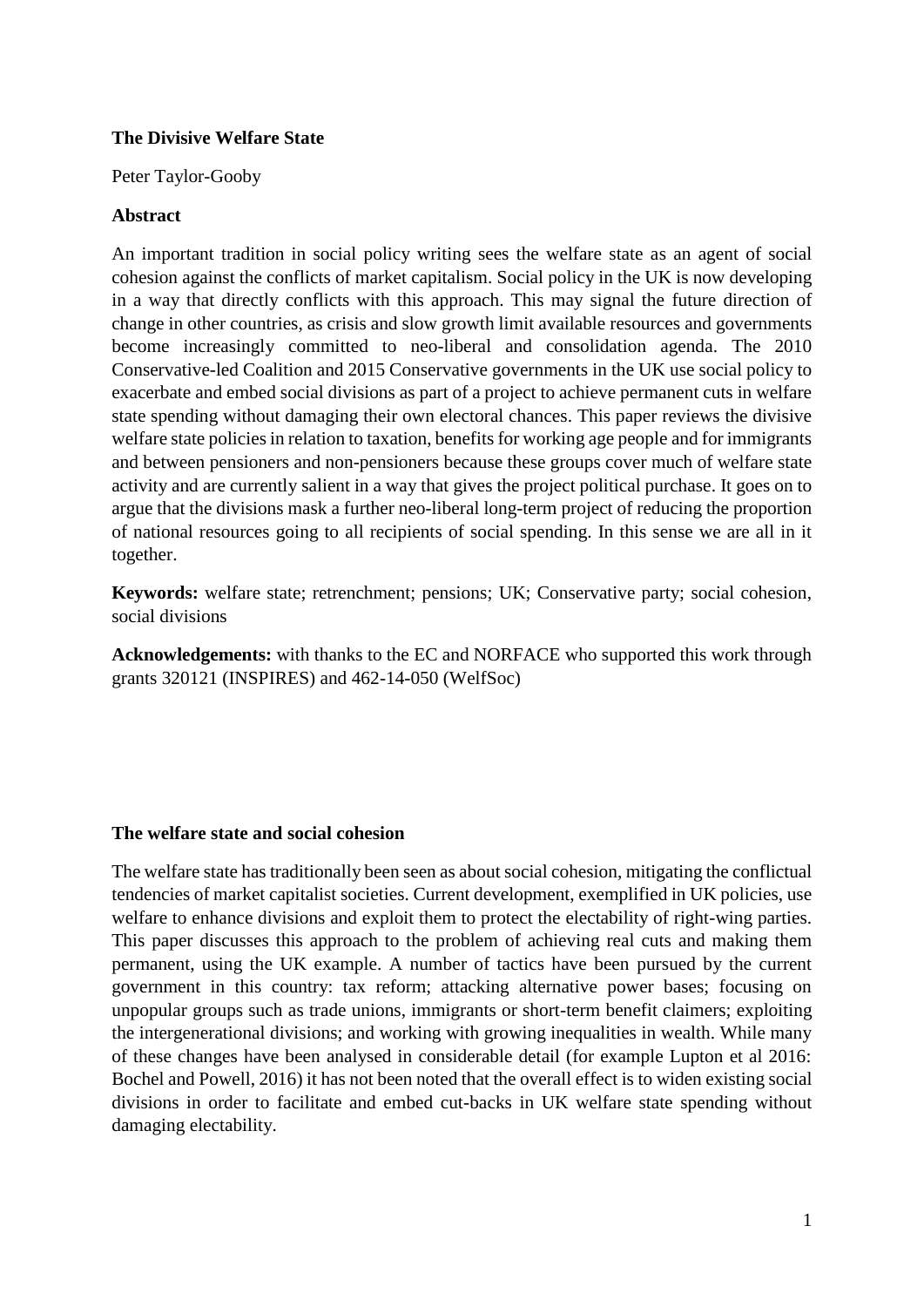# The Divisive Welfare State

Peter Taylor-Gooby

## Abstract

An important tradition in social policy writing sees the welfare state as an agent of social cohesion against the conflicts of market capitalism. Social policy in the UK is now developing in a way that directly conflicts with this approach. This may signal the future direction of change in other countries, as crisis and slow growth limit available resources and governments become increasingly committed to neo-liberal and consolidation agenda. The 2010 Conservative-led Coalition and 2015 Conservative governments in the UK use social policy to exacerbate and embed social divisions as part of a project to achieve permanent cuts in welfare state spending without damaging their own electoral chances. This paper reviews the divisive welfare state policies in relation to taxation, benefits for working age people and for immigrants and between pensioners and non-pensioners because these groups cover much of welfare state activity and are currently salient in a way that gives the project political purchase. It goes on to argue that the divisions mask a further neo-liberal long-term project of reducing the proportion of national resources going to all recipients of social spending. In this sense we are all in it together.

**Keywords:** welfare state; retrenchment; pensions; UK; Conservative party; social cohesion, social divisions

**Acknowledgements:** with thanks to the EC and NORFACE who supported this work through grants 320121 (INSPIRES) and 462-14-050 (WelfSoc)

## The welfare state and social cohesion

The welfare state has traditionally been seen as about social cohesion, mitigating the conflictual tendencies of market capitalist societies. Current development, exemplified in UK policies, use welfare to enhance divisions and exploit them to protect the electability of right-wing parties. This paper discusses this approach to the problem of achieving real cuts and making them permanent, using the UK example. A number of tactics have been pursued by the current government in this country: tax reform; attacking alternative power bases; focusing on unpopular groups such as trade unions, immigrants or short-term benefit claimers; exploiting the intergenerational divisions; and working with growing inequalities in wealth. While many of these changes have been analysed in considerable detail (for example Lupton et al 2016: Bochel and Powell, 2016) it has not been noted that the overall effect is to widen existing social divisions in order to facilitate and embed cut-backs in UK welfare state spending without damaging electability.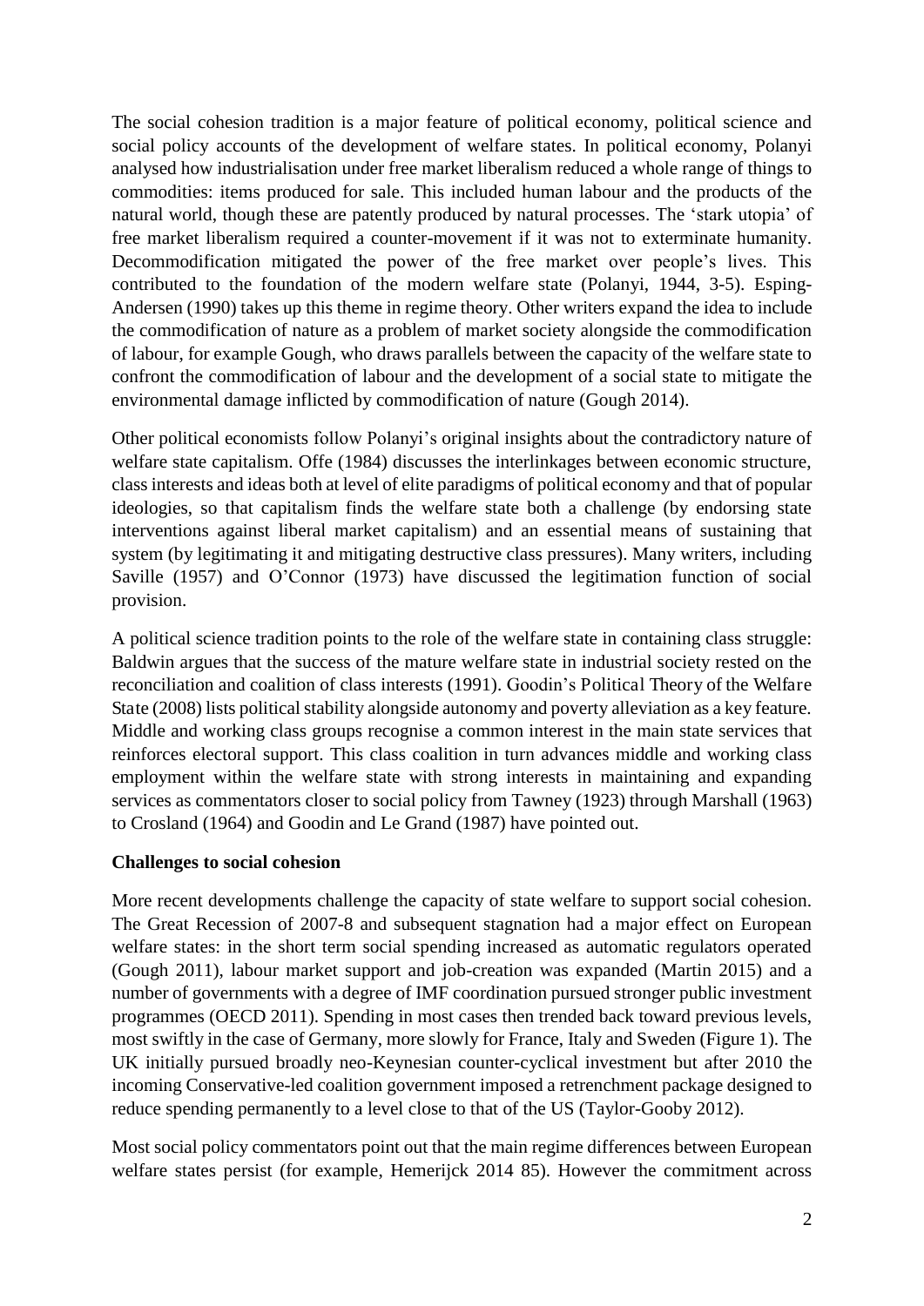The social cohesion tradition is a major feature of political economy, political science and social policy accounts of the development of welfare states. In political economy, Polanyi analysed how industrialisation under free market liberalism reduced a whole range of things to commodities: items produced for sale. This included human labour and the products of the natural world, though these are patently produced by natural processes. The 'stark utopia' of free market liberalism required a counter-movement if it was not to exterminate humanity. Decommodification mitigated the power of the free market over people's lives. This contributed to the foundation of the modern welfare state (Polanyi, 1944, 3-5). Esping-Andersen (1990) takes up this theme in regime theory. Other writers expand the idea to include the commodification of nature as a problem of market society alongside the commodification of labour, for example Gough, who draws parallels between the capacity of the welfare state to confront the commodification of labour and the development of a social state to mitigate the environmental damage inflicted by commodification of nature (Gough 2014).

Other political economists follow Polanyi's original insights about the contradictory nature of welfare state capitalism. Offe (1984) discusses the interlinkages between economic structure, class interests and ideas both at level of elite paradigms of political economy and that of popular ideologies, so that capitalism finds the welfare state both a challenge (by endorsing state interventions against liberal market capitalism) and an essential means of sustaining that system (by legitimating it and mitigating destructive class pressures). Many writers, including Saville (1957) and O'Connor (1973) have discussed the legitimation function of social provision.

A political science tradition points to the role of the welfare state in containing class struggle: Baldwin argues that the success of the mature welfare state in industrial society rested on the reconciliation and coalition of class interests (1991). Goodin's Political Theory of the Welfare State (2008) lists political stability alongside autonomy and poverty alleviation as a key feature. Middle and working class groups recognise a common interest in the main state services that reinforces electoral support. This class coalition in turn advances middle and working class employment within the welfare state with strong interests in maintaining and expanding services as commentators closer to social policy from Tawney (1923) through Marshall (1963) to Crosland (1964) and Goodin and Le Grand (1987) have pointed out.

**Challenges to social cohesion**

More recent developments challenge the capacity of state welfare to support social cohesion. The Great Recession of 2007-8 and subsequent stagnation had a major effect on European welfare states: in the short term social spending increased as automatic regulators operated (Gough 2011), labour market support and job-creation was expanded (Martin 2015) and a number of governments with a degree of IMF coordination pursued stronger public investment programmes (OECD 2011). Spending in most cases then trended back toward previous levels, most swiftly in the case of Germany, more slowly for France, Italy and Sweden (Figure 1). The UK initially pursued broadly neo-Keynesian counter-cyclical investment but after 2010 the incoming Conservative-led coalition government imposed a retrenchment package designed to reduce spending permanently to a level close to that of the US (Taylor-Gooby 2012).

Most social policy commentators point out that the main regime differences between European welfare states persist (for example, Hemerijck 2014 85). However the commitment across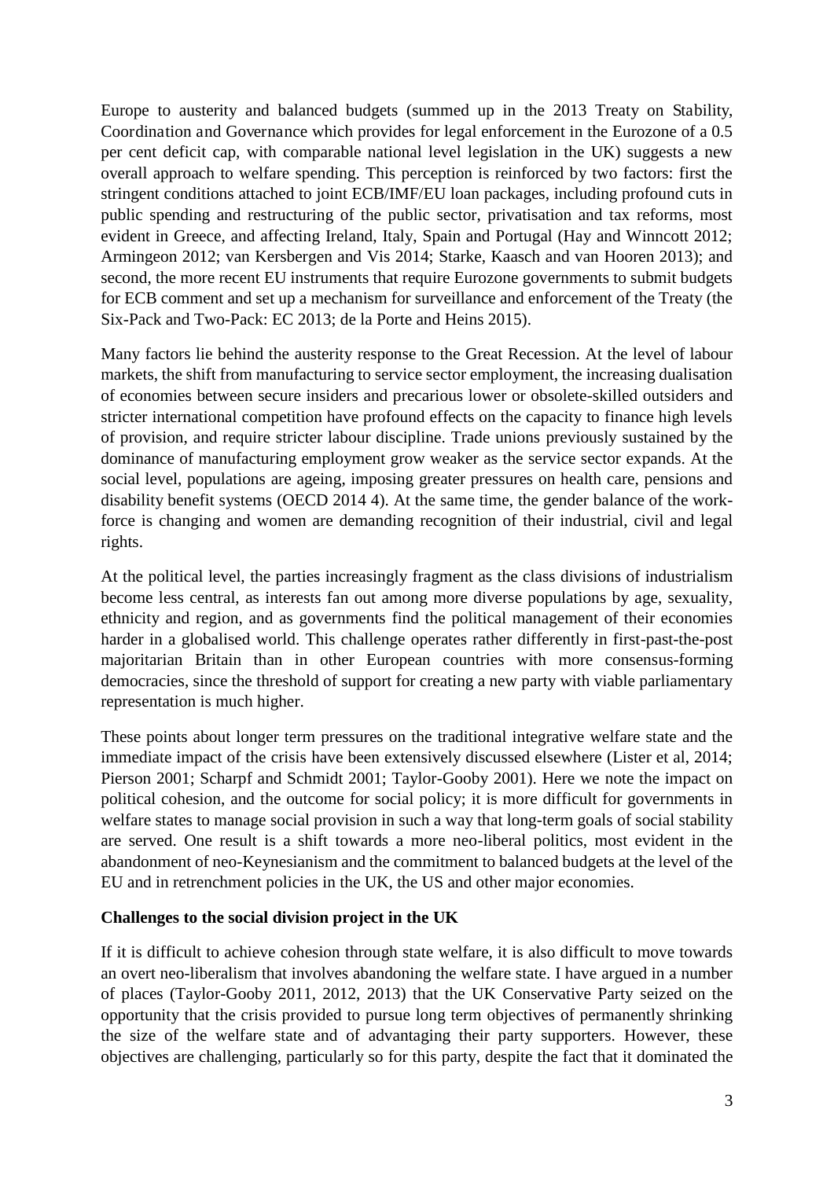Europe to austerity and balanced budgets (summed up in the 2013 Treaty on Stability, Coordination and Governance which provides for legal enforcement in the Eurozone of a 0.5 per cent deficit cap, with comparable national level legislation in the UK) suggests a new overall approach to welfare spending. This perception is reinforced by two factors: first the stringent conditions attached to joint ECB/IMF/EU loan packages, including profound cuts in public spending and restructuring of the public sector, privatisation and tax reforms, most evident in Greece, and affecting Ireland, Italy, Spain and Portugal (Hay and Winncott 2012; Armingeon 2012; van Kersbergen and Vis 2014; Starke, Kaasch and van Hooren 2013); and second, the more recent EU instruments that require Eurozone governments to submit budgets for ECB comment and set up a mechanism for surveillance and enforcement of the Treaty (the Six-Pack and Two-Pack: EC 2013; de la Porte and Heins 2015).

Many factors lie behind the austerity response to the Great Recession. At the level of labour markets, the shift from manufacturing to service sector employment, the increasing dualisation of economies between secure insiders and precarious lower or obsolete-skilled outsiders and stricter international competition have profound effects on the capacity to finance high levels of provision, and require stricter labour discipline. Trade unions previously sustained by the dominance of manufacturing employment grow weaker as the service sector expands. At the social level, populations are ageing, imposing greater pressures on health care, pensions and disability benefit systems (OECD 2014 4). At the same time, the gender balance of the work-force is changing and women are demanding recognition of their industrial, civil and legal rights.

At the political level, the parties increasingly fragment as the class divisions of industrialism become less central, as interests fan out among more diverse populations by age, sexuality, ethnicity and region, and as governments find the political management of their economies harder in a globalised world. This challenge operates rather differently in first-past-the-post majoritarian Britain than in other European countries with more consensus-forming democracies, since the threshold of support for creating a new party with viable parliamentary representation is much higher.

These points about longer term pressures on the traditional integrative welfare state and the immediate impact of the crisis have been extensively discussed elsewhere (Lister et al, 2014; Pierson 2001; Scharpf and Schmidt 2001; Taylor-Gooby 2001). Here we note the impact on political cohesion, and the outcome for social policy; it is more difficult for governments in welfare states to manage social provision in such a way that long-term goals of social stability are served. One result is a shift towards a more neo-liberal politics, most evident in the abandonment of neo-Keynesianism and the commitment to balanced budgets at the level of the EU and in retrenchment policies in the UK, the US and other major economies.

**Challenges to the social division project in the UK**

If it is difficult to achieve cohesion through state welfare, it is also difficult to move towards an overt neo-liberalism that involves abandoning the welfare state. I have argued in a number of places (Taylor-Gooby 2011, 2012, 2013) that the UK Conservative Party seized on the opportunity that the crisis provided to pursue long term objectives of permanently shrinking the size of the welfare state and of advantaging their party supporters. However, these objectives are challenging, particularly so for this party, despite the fact that it dominated the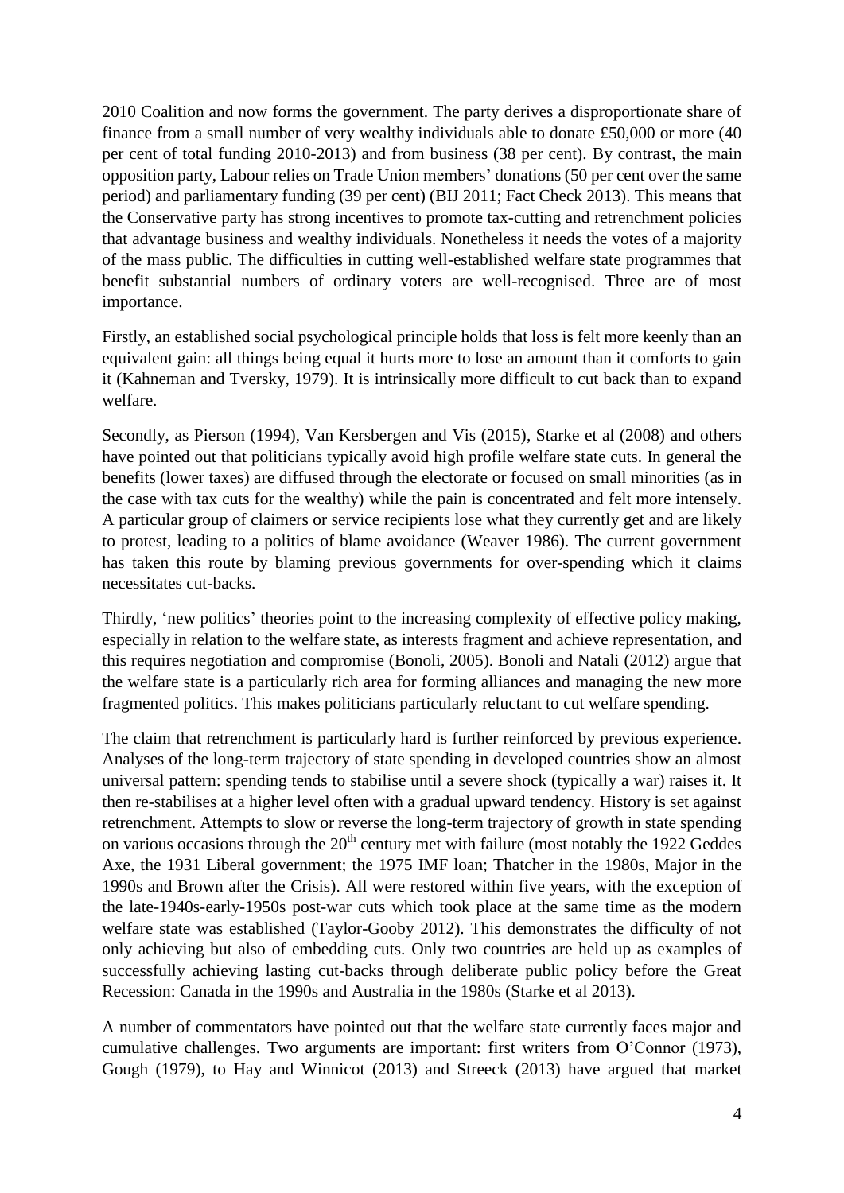2010 Coalition and now forms the government. The party derives a disproportionate share of finance from a small number of very wealthy individuals able to donate £50,000 or more (40 per cent of total funding 2010-2013) and from business (38 per cent). By contrast, the main opposition party, Labour relies on Trade Union members' donations (50 per cent over the same period) and parliamentary funding (39 per cent) (BIJ 2011; Fact Check 2013). This means that the Conservative party has strong incentives to promote tax-cutting and retrenchment policies that advantage business and wealthy individuals. Nonetheless it needs the votes of a majority of the mass public. The difficulties in cutting well-established welfare state programmes that benefit substantial numbers of ordinary voters are well-recognised. Three are of most importance.

Firstly, an established social psychological principle holds that loss is felt more keenly than an equivalent gain: all things being equal it hurts more to lose an amount than it comforts to gain it (Kahneman and Tversky, 1979). It is intrinsically more difficult to cut back than to expand welfare.

Secondly, as Pierson (1994), Van Kersbergen and Vis (2015), Starke et al (2008) and others have pointed out that politicians typically avoid high profile welfare state cuts. In general the benefits (lower taxes) are diffused through the electorate or focused on small minorities (as in the case with tax cuts for the wealthy) while the pain is concentrated and felt more intensely. A particular group of claimers or service recipients lose what they currently get and are likely to protest, leading to a politics of blame avoidance (Weaver 1986). The current government has taken this route by blaming previous governments for over-spending which it claims necessitates cut-backs.

Thirdly, 'new politics' theories point to the increasing complexity of effective policy making, especially in relation to the welfare state, as interests fragment and achieve representation, and this requires negotiation and compromise (Bonoli, 2005). Bonoli and Natali (2012) argue that the welfare state is a particularly rich area for forming alliances and managing the new more fragmented politics. This makes politicians particularly reluctant to cut welfare spending.

The claim that retrenchment is particularly hard is further reinforced by previous experience. Analyses of the long-term trajectory of state spending in developed countries show an almost universal pattern: spending tends to stabilise until a severe shock (typically a war) raises it. It then re-stabilises at a higher level often with a gradual upward tendency. History is set against retrenchment. Attempts to slow or reverse the long-term trajectory of growth in state spending on various occasions through the 20th century met with failure (most notably the 1922 Geddes Axe, the 1931 Liberal government; the 1975 IMF loan; Thatcher in the 1980s, Major in the 1990s and Brown after the Crisis). All were restored within five years, with the exception of the late-1940s-early-1950s post-war cuts which took place at the same time as the modern welfare state was established (Taylor-Gooby 2012). This demonstrates the difficulty of not only achieving but also of embedding cuts. Only two countries are held up as examples of successfully achieving lasting cut-backs through deliberate public policy before the Great Recession: Canada in the 1990s and Australia in the 1980s (Starke et al 2013).

A number of commentators have pointed out that the welfare state currently faces major and cumulative challenges. Two arguments are important: first writers from O'Connor (1973), Gough (1979), to Hay and Winnicot (2013) and Streeck (2013) have argued that market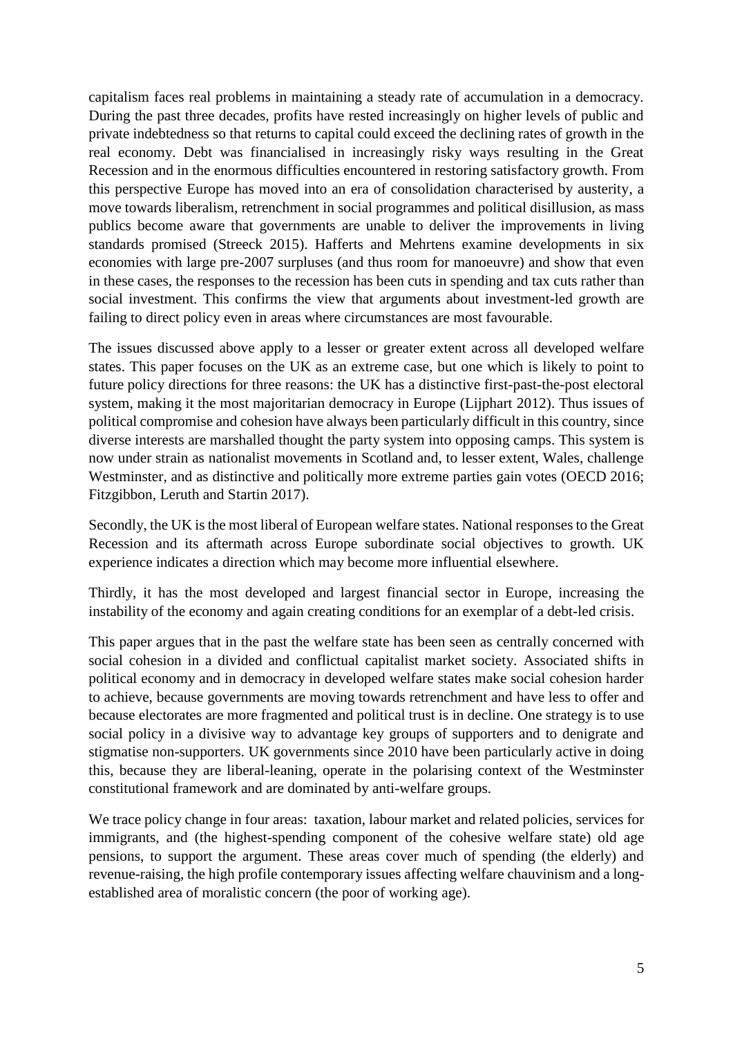capitalism faces real problems in maintaining a steady rate of accumulation in a democracy. During the past three decades, profits have rested increasingly on higher levels of public and private indebtedness so that returns to capital could exceed the declining rates of growth in the real economy. Debt was financialised in increasingly risky ways resulting in the Great Recession and in the enormous difficulties encountered in restoring satisfactory growth. From this perspective Europe has moved into an era of consolidation characterised by austerity, a move towards liberalism, retrenchment in social programmes and political disillusion, as mass publics become aware that governments are unable to deliver the improvements in living standards promised (Streeck 2015). Hafferts and Mehrtens examine developments in six economies with large pre-2007 surpluses (and thus room for manoeuvre) and show that even in these cases, the responses to the recession has been cuts in spending and tax cuts rather than social investment. This confirms the view that arguments about investment-led growth are failing to direct policy even in areas where circumstances are most favourable.

The issues discussed above apply to a lesser or greater extent across all developed welfare states. This paper focuses on the UK as an extreme case, but one which is likely to point to future policy directions for three reasons: the UK has a distinctive first-past-the-post electoral system, making it the most majoritarian democracy in Europe (Lijphart 2012). Thus issues of political compromise and cohesion have always been particularly difficult in this country, since diverse interests are marshalled thought the party system into opposing camps. This system is now under strain as nationalist movements in Scotland and, to lesser extent, Wales, challenge Westminster, and as distinctive and politically more extreme parties gain votes (OECD 2016; Fitzgibbon, Leruth and Startin 2017).

Secondly, the UK is the most liberal of European welfare states. National responses to the Great Recession and its aftermath across Europe subordinate social objectives to growth. UK experience indicates a direction which may become more influential elsewhere.

Thirdly, it has the most developed and largest financial sector in Europe, increasing the instability of the economy and again creating conditions for an exemplar of a debt-led crisis.

This paper argues that in the past the welfare state has been seen as centrally concerned with social cohesion in a divided and conflictual capitalist market society. Associated shifts in political economy and in democracy in developed welfare states make social cohesion harder to achieve, because governments are moving towards retrenchment and have less to offer and because electorates are more fragmented and political trust is in decline. One strategy is to use social policy in a divisive way to advantage key groups of supporters and to denigrate and stigmatise non-supporters. UK governments since 2010 have been particularly active in doing this, because they are liberal-leaning, operate in the polarising context of the Westminster constitutional framework and are dominated by anti-welfare groups.

We trace policy change in four areas: taxation, labour market and related policies, services for immigrants, and (the highest-spending component of the cohesive welfare state) old age pensions, to support the argument. These areas cover much of spending (the elderly) and revenue-raising, the high profile contemporary issues affecting welfare chauvinism and a long-established area of moralistic concern (the poor of working age).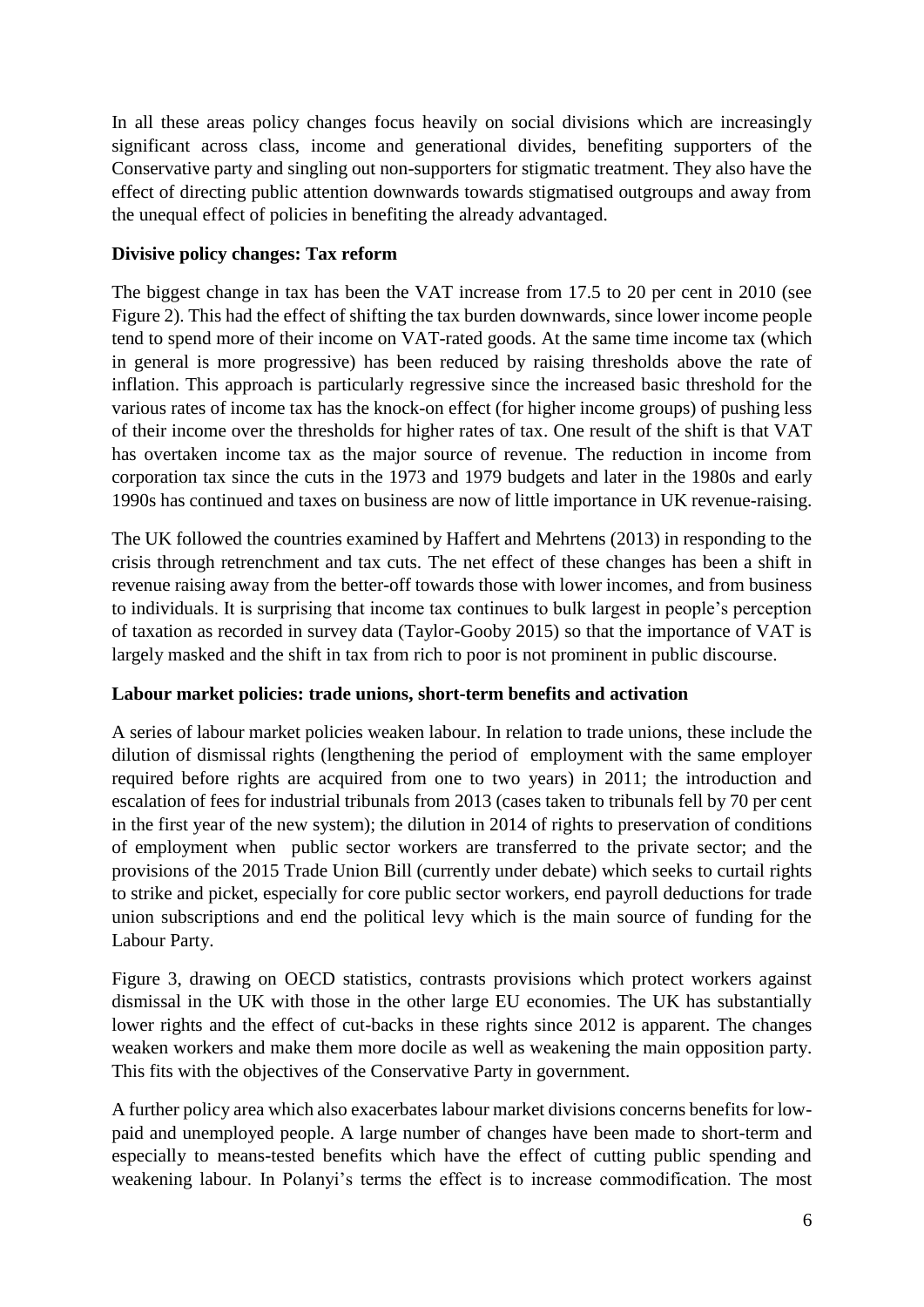In all these areas policy changes focus heavily on social divisions which are increasingly significant across class, income and generational divides, benefiting supporters of the Conservative party and singling out non-supporters for stigmatic treatment. They also have the effect of directing public attention downwards towards stigmatised outgroups and away from the unequal effect of policies in benefiting the already advantaged.

**Divisive policy changes: Tax reform**

The biggest change in tax has been the VAT increase from 17.5 to 20 per cent in 2010 (see Figure 2). This had the effect of shifting the tax burden downwards, since lower income people tend to spend more of their income on VAT-rated goods. At the same time income tax (which in general is more progressive) has been reduced by raising thresholds above the rate of inflation. This approach is particularly regressive since the increased basic threshold for the various rates of income tax has the knock-on effect (for higher income groups) of pushing less of their income over the thresholds for higher rates of tax. One result of the shift is that VAT has overtaken income tax as the major source of revenue. The reduction in income from corporation tax since the cuts in the 1973 and 1979 budgets and later in the 1980s and early 1990s has continued and taxes on business are now of little importance in UK revenue-raising.

The UK followed the countries examined by Haffert and Mehrtens (2013) in responding to the crisis through retrenchment and tax cuts. The net effect of these changes has been a shift in revenue raising away from the better-off towards those with lower incomes, and from business to individuals. It is surprising that income tax continues to bulk largest in people's perception of taxation as recorded in survey data (Taylor-Gooby 2015) so that the importance of VAT is largely masked and the shift in tax from rich to poor is not prominent in public discourse.

**Labour market policies: trade unions, short-term benefits and activation**

A series of labour market policies weaken labour. In relation to trade unions, these include the dilution of dismissal rights (lengthening the period of employment with the same employer required before rights are acquired from one to two years) in 2011; the introduction and escalation of fees for industrial tribunals from 2013 (cases taken to tribunals fell by 70 per cent in the first year of the new system); the dilution in 2014 of rights to preservation of conditions of employment when public sector workers are transferred to the private sector; and the provisions of the 2015 Trade Union Bill (currently under debate) which seeks to curtail rights to strike and picket, especially for core public sector workers, end payroll deductions for trade union subscriptions and end the political levy which is the main source of funding for the Labour Party.

Figure 3, drawing on OECD statistics, contrasts provisions which protect workers against dismissal in the UK with those in the other large EU economies. The UK has substantially lower rights and the effect of cut-backs in these rights since 2012 is apparent. The changes weaken workers and make them more docile as well as weakening the main opposition party. This fits with the objectives of the Conservative Party in government.

A further policy area which also exacerbates labour market divisions concerns benefits for low-paid and unemployed people. A large number of changes have been made to short-term and especially to means-tested benefits which have the effect of cutting public spending and weakening labour. In Polanyi's terms the effect is to increase commodification. The most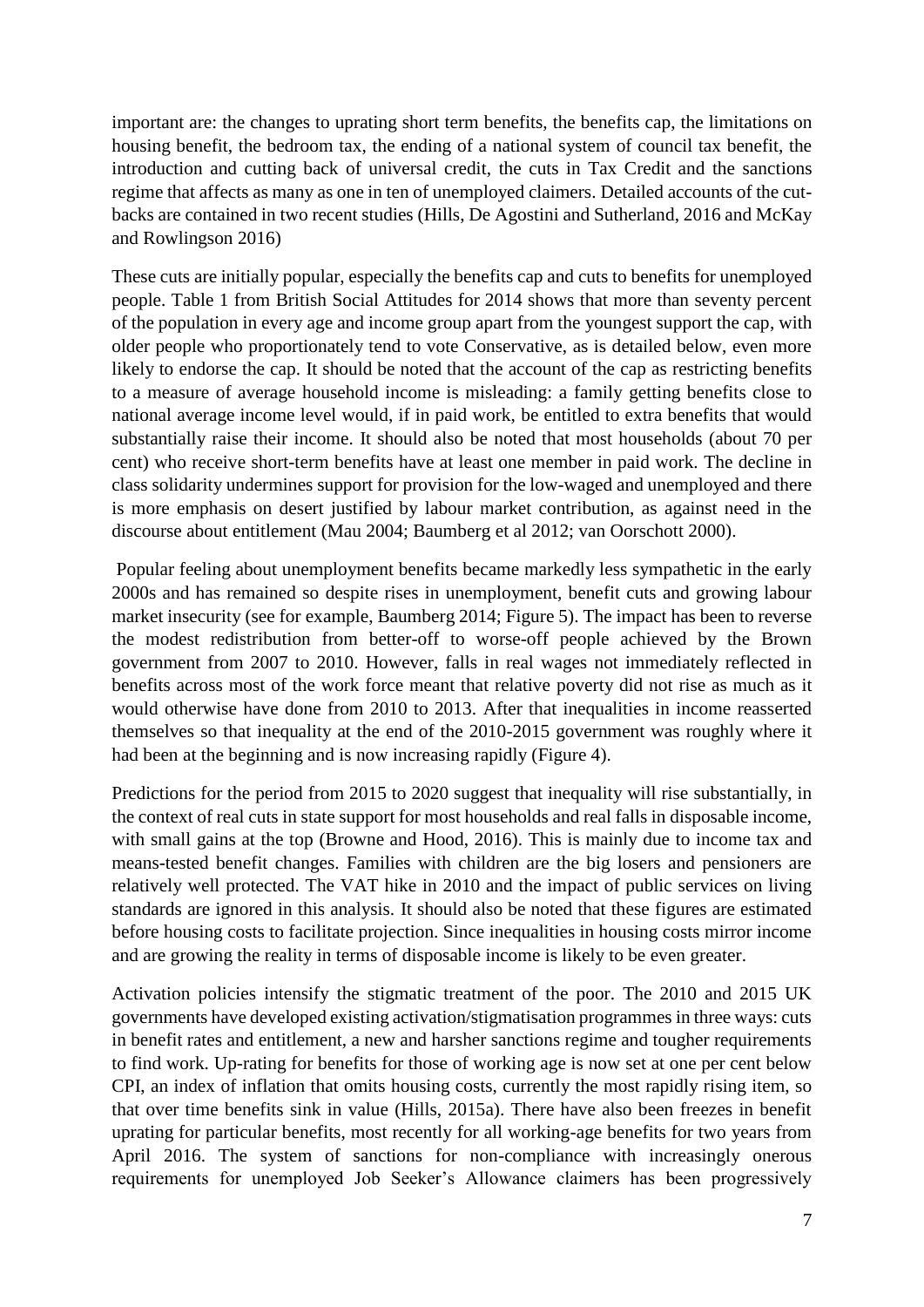important are: the changes to uprating short term benefits, the benefits cap, the limitations on housing benefit, the bedroom tax, the ending of a national system of council tax benefit, the introduction and cutting back of universal credit, the cuts in Tax Credit and the sanctions regime that affects as many as one in ten of unemployed claimers. Detailed accounts of the cut-backs are contained in two recent studies (Hills, De Agostini and Sutherland, 2016 and McKay and Rowlingson 2016)

These cuts are initially popular, especially the benefits cap and cuts to benefits for unemployed people. Table 1 from British Social Attitudes for 2014 shows that more than seventy percent of the population in every age and income group apart from the youngest support the cap, with older people who proportionately tend to vote Conservative, as is detailed below, even more likely to endorse the cap. It should be noted that the account of the cap as restricting benefits to a measure of average household income is misleading: a family getting benefits close to national average income level would, if in paid work, be entitled to extra benefits that would substantially raise their income. It should also be noted that most households (about 70 per cent) who receive short-term benefits have at least one member in paid work. The decline in class solidarity undermines support for provision for the low-waged and unemployed and there is more emphasis on desert justified by labour market contribution, as against need in the discourse about entitlement (Mau 2004; Baumberg et al 2012; van Oorschott 2000).

Popular feeling about unemployment benefits became markedly less sympathetic in the early 2000s and has remained so despite rises in unemployment, benefit cuts and growing labour market insecurity (see for example, Baumberg 2014; Figure 5). The impact has been to reverse the modest redistribution from better-off to worse-off people achieved by the Brown government from 2007 to 2010. However, falls in real wages not immediately reflected in benefits across most of the work force meant that relative poverty did not rise as much as it would otherwise have done from 2010 to 2013. After that inequalities in income reasserted themselves so that inequality at the end of the 2010-2015 government was roughly where it had been at the beginning and is now increasing rapidly (Figure 4).

Predictions for the period from 2015 to 2020 suggest that inequality will rise substantially, in the context of real cuts in state support for most households and real falls in disposable income, with small gains at the top (Browne and Hood, 2016). This is mainly due to income tax and means-tested benefit changes. Families with children are the big losers and pensioners are relatively well protected. The VAT hike in 2010 and the impact of public services on living standards are ignored in this analysis. It should also be noted that these figures are estimated before housing costs to facilitate projection. Since inequalities in housing costs mirror income and are growing the reality in terms of disposable income is likely to be even greater.

Activation policies intensify the stigmatic treatment of the poor. The 2010 and 2015 UK governments have developed existing activation/stigmatisation programmes in three ways: cuts in benefit rates and entitlement, a new and harsher sanctions regime and tougher requirements to find work. Up-rating for benefits for those of working age is now set at one per cent below CPI, an index of inflation that omits housing costs, currently the most rapidly rising item, so that over time benefits sink in value (Hills, 2015a). There have also been freezes in benefit uprating for particular benefits, most recently for all working-age benefits for two years from April 2016. The system of sanctions for non-compliance with increasingly onerous requirements for unemployed Job Seeker's Allowance claimers has been progressively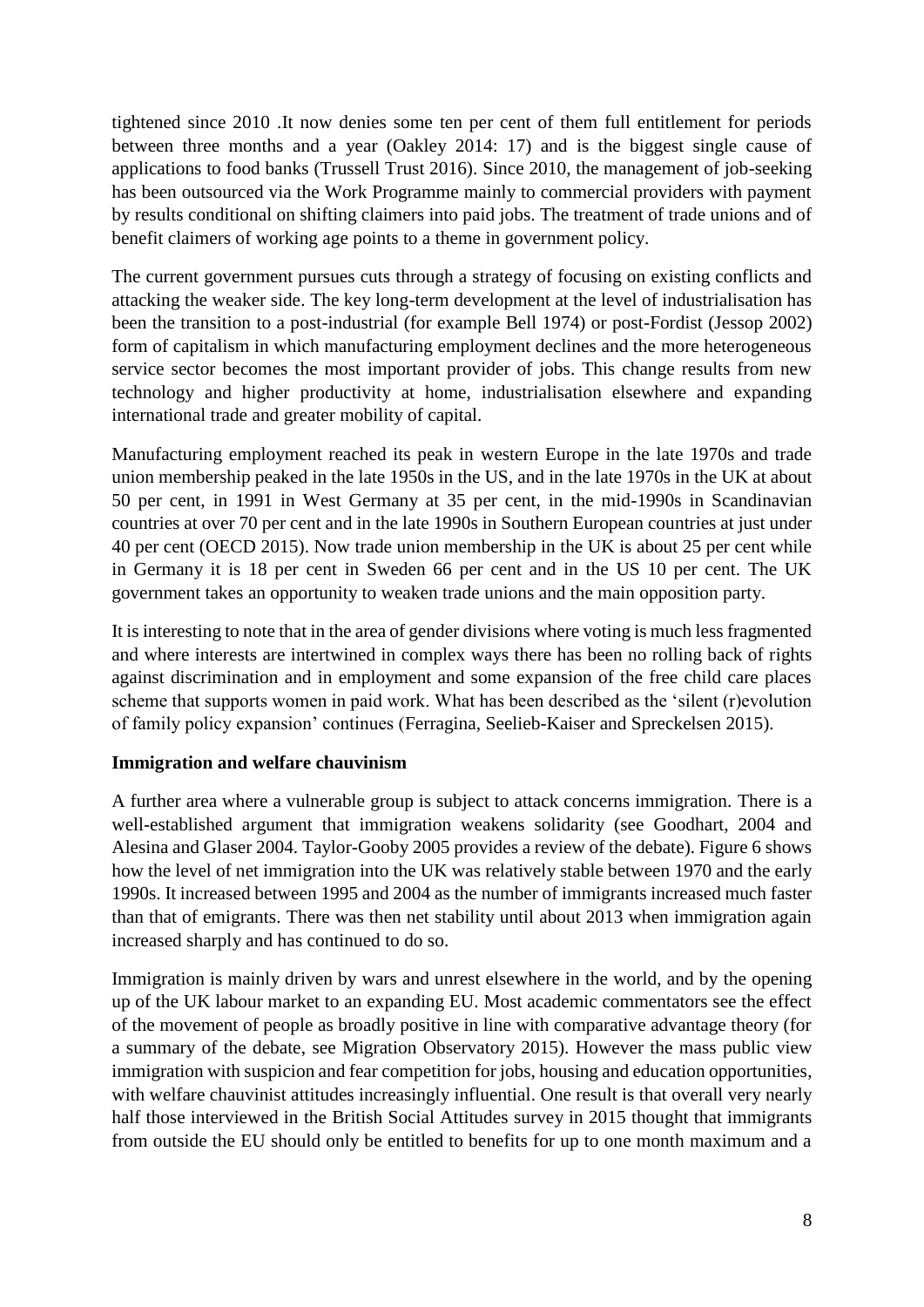tightened since 2010 .It now denies some ten per cent of them full entitlement for periods between three months and a year (Oakley 2014: 17) and is the biggest single cause of applications to food banks (Trussell Trust 2016). Since 2010, the management of job-seeking has been outsourced via the Work Programme mainly to commercial providers with payment by results conditional on shifting claimers into paid jobs. The treatment of trade unions and of benefit claimers of working age points to a theme in government policy.

The current government pursues cuts through a strategy of focusing on existing conflicts and attacking the weaker side. The key long-term development at the level of industrialisation has been the transition to a post-industrial (for example Bell 1974) or post-Fordist (Jessop 2002) form of capitalism in which manufacturing employment declines and the more heterogeneous service sector becomes the most important provider of jobs. This change results from new technology and higher productivity at home, industrialisation elsewhere and expanding international trade and greater mobility of capital.

Manufacturing employment reached its peak in western Europe in the late 1970s and trade union membership peaked in the late 1950s in the US, and in the late 1970s in the UK at about 50 per cent, in 1991 in West Germany at 35 per cent, in the mid-1990s in Scandinavian countries at over 70 per cent and in the late 1990s in Southern European countries at just under 40 per cent (OECD 2015). Now trade union membership in the UK is about 25 per cent while in Germany it is 18 per cent in Sweden 66 per cent and in the US 10 per cent. The UK government takes an opportunity to weaken trade unions and the main opposition party.

It is interesting to note that in the area of gender divisions where voting is much less fragmented and where interests are intertwined in complex ways there has been no rolling back of rights against discrimination and in employment and some expansion of the free child care places scheme that supports women in paid work. What has been described as the 'silent (r)evolution of family policy expansion' continues (Ferragina, Seelieb-Kaiser and Spreckelsen 2015).

**Immigration and welfare chauvinism**

A further area where a vulnerable group is subject to attack concerns immigration. There is a well-established argument that immigration weakens solidarity (see Goodhart, 2004 and Alesina and Glaser 2004. Taylor-Gooby 2005 provides a review of the debate). Figure 6 shows how the level of net immigration into the UK was relatively stable between 1970 and the early 1990s. It increased between 1995 and 2004 as the number of immigrants increased much faster than that of emigrants. There was then net stability until about 2013 when immigration again increased sharply and has continued to do so.

Immigration is mainly driven by wars and unrest elsewhere in the world, and by the opening up of the UK labour market to an expanding EU. Most academic commentators see the effect of the movement of people as broadly positive in line with comparative advantage theory (for a summary of the debate, see Migration Observatory 2015). However the mass public view immigration with suspicion and fear competition for jobs, housing and education opportunities, with welfare chauvinist attitudes increasingly influential. One result is that overall very nearly half those interviewed in the British Social Attitudes survey in 2015 thought that immigrants from outside the EU should only be entitled to benefits for up to one month maximum and a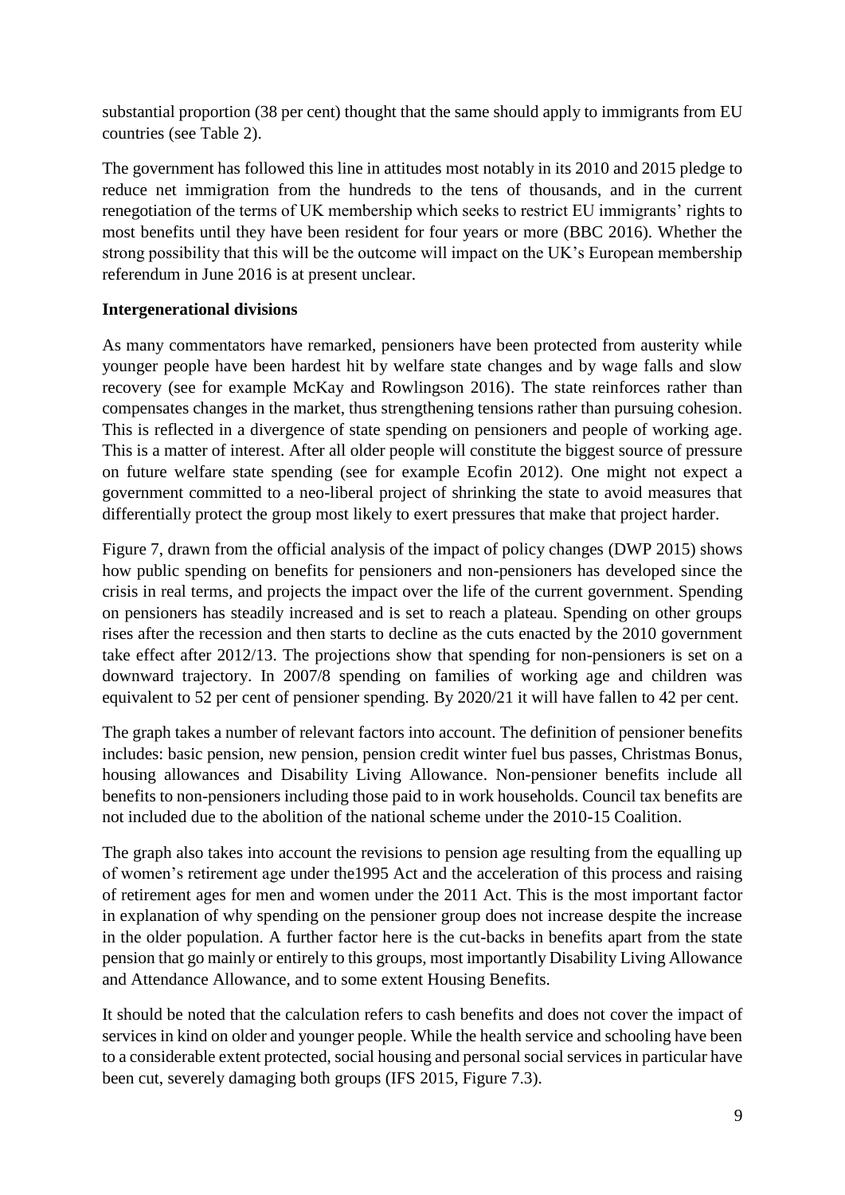substantial proportion (38 per cent) thought that the same should apply to immigrants from EU countries (see Table 2).

The government has followed this line in attitudes most notably in its 2010 and 2015 pledge to reduce net immigration from the hundreds to the tens of thousands, and in the current renegotiation of the terms of UK membership which seeks to restrict EU immigrants' rights to most benefits until they have been resident for four years or more (BBC 2016). Whether the strong possibility that this will be the outcome will impact on the UK's European membership referendum in June 2016 is at present unclear.

**Intergenerational divisions**

As many commentators have remarked, pensioners have been protected from austerity while younger people have been hardest hit by welfare state changes and by wage falls and slow recovery (see for example McKay and Rowlingson 2016). The state reinforces rather than compensates changes in the market, thus strengthening tensions rather than pursuing cohesion. This is reflected in a divergence of state spending on pensioners and people of working age. This is a matter of interest. After all older people will constitute the biggest source of pressure on future welfare state spending (see for example Ecofin 2012). One might not expect a government committed to a neo-liberal project of shrinking the state to avoid measures that differentially protect the group most likely to exert pressures that make that project harder.

Figure 7, drawn from the official analysis of the impact of policy changes (DWP 2015) shows how public spending on benefits for pensioners and non-pensioners has developed since the crisis in real terms, and projects the impact over the life of the current government. Spending on pensioners has steadily increased and is set to reach a plateau. Spending on other groups rises after the recession and then starts to decline as the cuts enacted by the 2010 government take effect after 2012/13. The projections show that spending for non-pensioners is set on a downward trajectory. In 2007/8 spending on families of working age and children was equivalent to 52 per cent of pensioner spending. By 2020/21 it will have fallen to 42 per cent.

The graph takes a number of relevant factors into account. The definition of pensioner benefits includes: basic pension, new pension, pension credit winter fuel bus passes, Christmas Bonus, housing allowances and Disability Living Allowance. Non-pensioner benefits include all benefits to non-pensioners including those paid to in work households. Council tax benefits are not included due to the abolition of the national scheme under the 2010-15 Coalition.

The graph also takes into account the revisions to pension age resulting from the equalling up of women's retirement age under the1995 Act and the acceleration of this process and raising of retirement ages for men and women under the 2011 Act. This is the most important factor in explanation of why spending on the pensioner group does not increase despite the increase in the older population. A further factor here is the cut-backs in benefits apart from the state pension that go mainly or entirely to this groups, most importantly Disability Living Allowance and Attendance Allowance, and to some extent Housing Benefits.

It should be noted that the calculation refers to cash benefits and does not cover the impact of services in kind on older and younger people. While the health service and schooling have been to a considerable extent protected, social housing and personal social services in particular have been cut, severely damaging both groups (IFS 2015, Figure 7.3).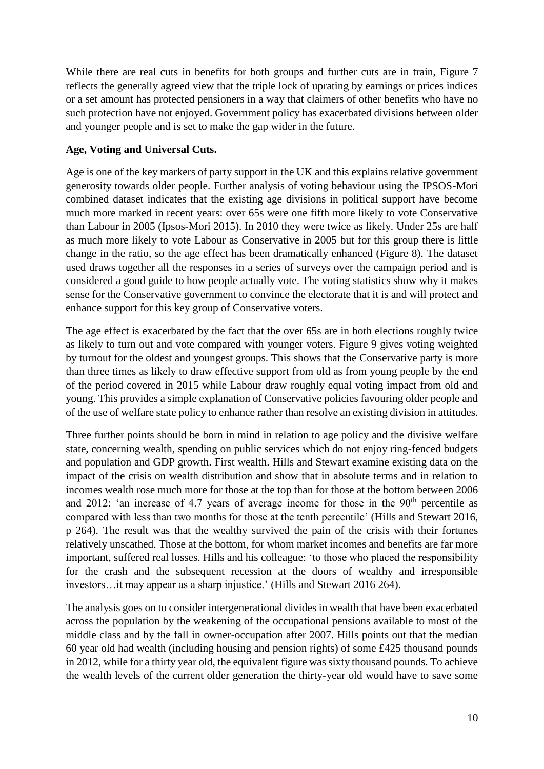While there are real cuts in benefits for both groups and further cuts are in train, Figure 7 reflects the generally agreed view that the triple lock of uprating by earnings or prices indices or a set amount has protected pensioners in a way that claimers of other benefits who have no such protection have not enjoyed. Government policy has exacerbated divisions between older and younger people and is set to make the gap wider in the future.

**Age, Voting and Universal Cuts.**

Age is one of the key markers of party support in the UK and this explains relative government generosity towards older people. Further analysis of voting behaviour using the IPSOS-Mori combined dataset indicates that the existing age divisions in political support have become much more marked in recent years: over 65s were one fifth more likely to vote Conservative than Labour in 2005 (Ipsos-Mori 2015). In 2010 they were twice as likely. Under 25s are half as much more likely to vote Labour as Conservative in 2005 but for this group there is little change in the ratio, so the age effect has been dramatically enhanced (Figure 8). The dataset used draws together all the responses in a series of surveys over the campaign period and is considered a good guide to how people actually vote. The voting statistics show why it makes sense for the Conservative government to convince the electorate that it is and will protect and enhance support for this key group of Conservative voters.

The age effect is exacerbated by the fact that the over 65s are in both elections roughly twice as likely to turn out and vote compared with younger voters. Figure 9 gives voting weighted by turnout for the oldest and youngest groups. This shows that the Conservative party is more than three times as likely to draw effective support from old as from young people by the end of the period covered in 2015 while Labour draw roughly equal voting impact from old and young. This provides a simple explanation of Conservative policies favouring older people and of the use of welfare state policy to enhance rather than resolve an existing division in attitudes.

Three further points should be born in mind in relation to age policy and the divisive welfare state, concerning wealth, spending on public services which do not enjoy ring-fenced budgets and population and GDP growth. First wealth. Hills and Stewart examine existing data on the impact of the crisis on wealth distribution and show that in absolute terms and in relation to incomes wealth rose much more for those at the top than for those at the bottom between 2006 and 2012: 'an increase of 4.7 years of average income for those in the 90th percentile as compared with less than two months for those at the tenth percentile' (Hills and Stewart 2016, p 264). The result was that the wealthy survived the pain of the crisis with their fortunes relatively unscathed. Those at the bottom, for whom market incomes and benefits are far more important, suffered real losses. Hills and his colleague: 'to those who placed the responsibility for the crash and the subsequent recession at the doors of wealthy and irresponsible investors…it may appear as a sharp injustice.' (Hills and Stewart 2016 264).

The analysis goes on to consider intergenerational divides in wealth that have been exacerbated across the population by the weakening of the occupational pensions available to most of the middle class and by the fall in owner-occupation after 2007. Hills points out that the median 60 year old had wealth (including housing and pension rights) of some £425 thousand pounds in 2012, while for a thirty year old, the equivalent figure was sixty thousand pounds. To achieve the wealth levels of the current older generation the thirty-year old would have to save some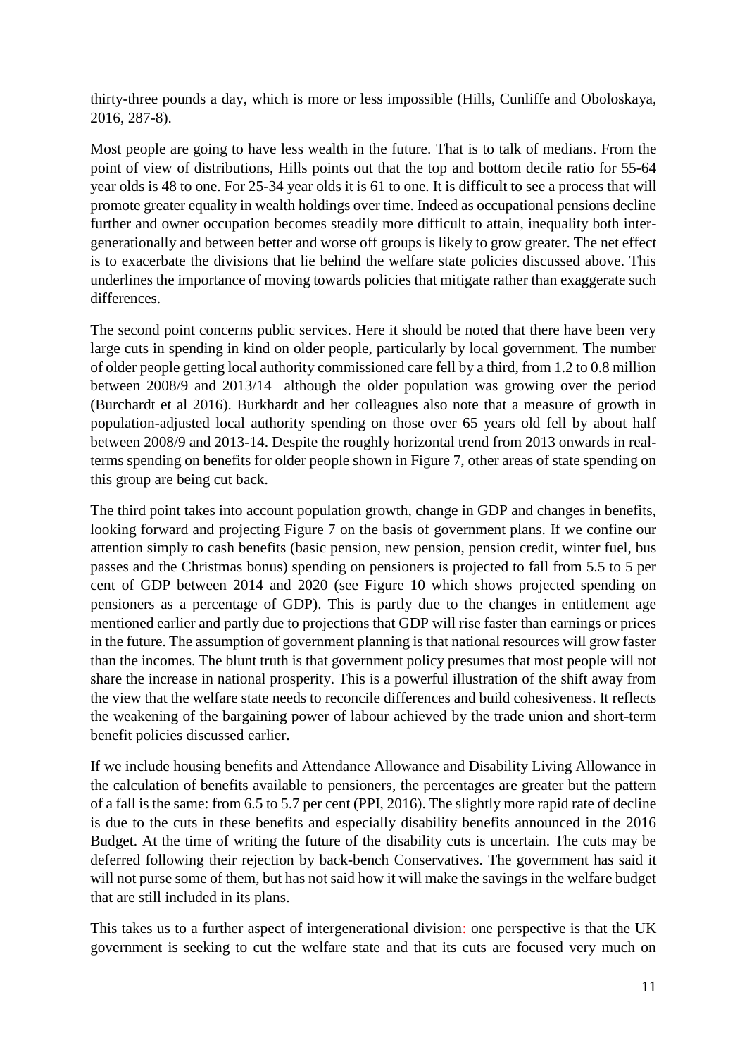thirty-three pounds a day, which is more or less impossible (Hills, Cunliffe and Oboloskaya, 2016, 287-8).

Most people are going to have less wealth in the future. That is to talk of medians. From the point of view of distributions, Hills points out that the top and bottom decile ratio for 55-64 year olds is 48 to one. For 25-34 year olds it is 61 to one. It is difficult to see a process that will promote greater equality in wealth holdings over time. Indeed as occupational pensions decline further and owner occupation becomes steadily more difficult to attain, inequality both inter-generationally and between better and worse off groups is likely to grow greater. The net effect is to exacerbate the divisions that lie behind the welfare state policies discussed above. This underlines the importance of moving towards policies that mitigate rather than exaggerate such differences.

The second point concerns public services. Here it should be noted that there have been very large cuts in spending in kind on older people, particularly by local government. The number of older people getting local authority commissioned care fell by a third, from 1.2 to 0.8 million between 2008/9 and 2013/14 although the older population was growing over the period (Burchardt et al 2016). Burkhardt and her colleagues also note that a measure of growth in population-adjusted local authority spending on those over 65 years old fell by about half between 2008/9 and 2013-14. Despite the roughly horizontal trend from 2013 onwards in real-terms spending on benefits for older people shown in Figure 7, other areas of state spending on this group are being cut back.

The third point takes into account population growth, change in GDP and changes in benefits, looking forward and projecting Figure 7 on the basis of government plans. If we confine our attention simply to cash benefits (basic pension, new pension, pension credit, winter fuel, bus passes and the Christmas bonus) spending on pensioners is projected to fall from 5.5 to 5 per cent of GDP between 2014 and 2020 (see Figure 10 which shows projected spending on pensioners as a percentage of GDP). This is partly due to the changes in entitlement age mentioned earlier and partly due to projections that GDP will rise faster than earnings or prices in the future. The assumption of government planning is that national resources will grow faster than the incomes. The blunt truth is that government policy presumes that most people will not share the increase in national prosperity. This is a powerful illustration of the shift away from the view that the welfare state needs to reconcile differences and build cohesiveness. It reflects the weakening of the bargaining power of labour achieved by the trade union and short-term benefit policies discussed earlier.

If we include housing benefits and Attendance Allowance and Disability Living Allowance in the calculation of benefits available to pensioners, the percentages are greater but the pattern of a fall is the same: from 6.5 to 5.7 per cent (PPI, 2016). The slightly more rapid rate of decline is due to the cuts in these benefits and especially disability benefits announced in the 2016 Budget. At the time of writing the future of the disability cuts is uncertain. The cuts may be deferred following their rejection by back-bench Conservatives. The government has said it will not purse some of them, but has not said how it will make the savings in the welfare budget that are still included in its plans.

This takes us to a further aspect of intergenerational division: one perspective is that the UK government is seeking to cut the welfare state and that its cuts are focused very much on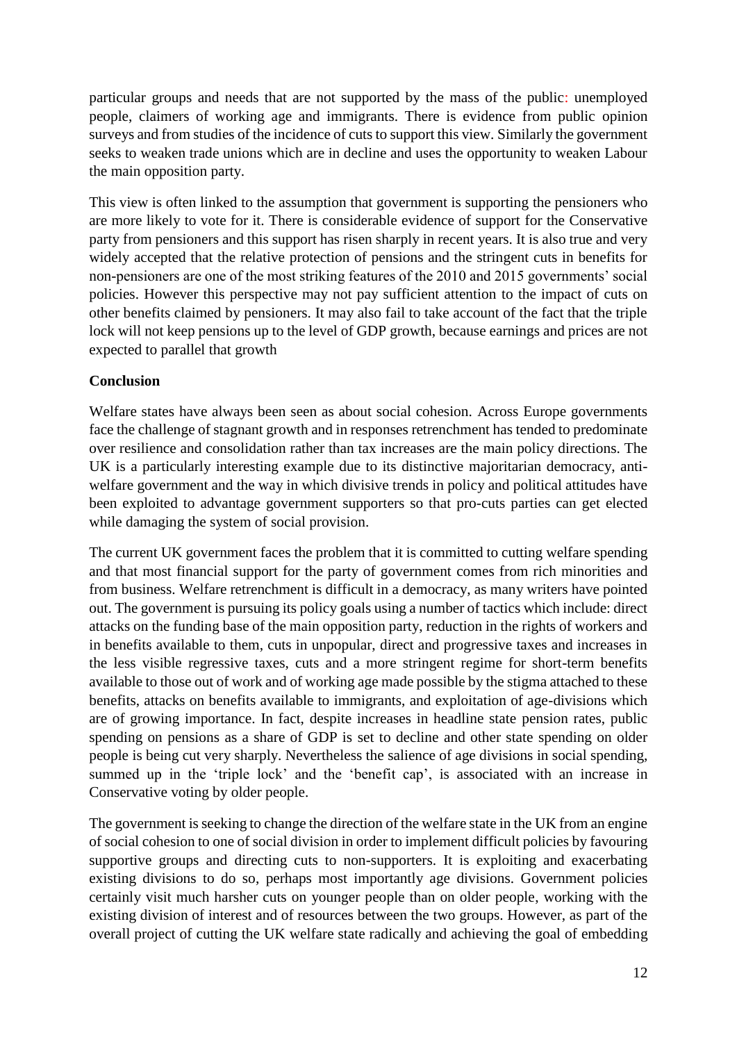particular groups and needs that are not supported by the mass of the public: unemployed people, claimers of working age and immigrants. There is evidence from public opinion surveys and from studies of the incidence of cuts to support this view. Similarly the government seeks to weaken trade unions which are in decline and uses the opportunity to weaken Labour the main opposition party.

This view is often linked to the assumption that government is supporting the pensioners who are more likely to vote for it. There is considerable evidence of support for the Conservative party from pensioners and this support has risen sharply in recent years. It is also true and very widely accepted that the relative protection of pensions and the stringent cuts in benefits for non-pensioners are one of the most striking features of the 2010 and 2015 governments' social policies. However this perspective may not pay sufficient attention to the impact of cuts on other benefits claimed by pensioners. It may also fail to take account of the fact that the triple lock will not keep pensions up to the level of GDP growth, because earnings and prices are not expected to parallel that growth

**Conclusion**

Welfare states have always been seen as about social cohesion. Across Europe governments face the challenge of stagnant growth and in responses retrenchment has tended to predominate over resilience and consolidation rather than tax increases are the main policy directions. The UK is a particularly interesting example due to its distinctive majoritarian democracy, anti-welfare government and the way in which divisive trends in policy and political attitudes have been exploited to advantage government supporters so that pro-cuts parties can get elected while damaging the system of social provision.

The current UK government faces the problem that it is committed to cutting welfare spending and that most financial support for the party of government comes from rich minorities and from business. Welfare retrenchment is difficult in a democracy, as many writers have pointed out. The government is pursuing its policy goals using a number of tactics which include: direct attacks on the funding base of the main opposition party, reduction in the rights of workers and in benefits available to them, cuts in unpopular, direct and progressive taxes and increases in the less visible regressive taxes, cuts and a more stringent regime for short-term benefits available to those out of work and of working age made possible by the stigma attached to these benefits, attacks on benefits available to immigrants, and exploitation of age-divisions which are of growing importance. In fact, despite increases in headline state pension rates, public spending on pensions as a share of GDP is set to decline and other state spending on older people is being cut very sharply. Nevertheless the salience of age divisions in social spending, summed up in the 'triple lock' and the 'benefit cap', is associated with an increase in Conservative voting by older people.

The government is seeking to change the direction of the welfare state in the UK from an engine of social cohesion to one of social division in order to implement difficult policies by favouring supportive groups and directing cuts to non-supporters. It is exploiting and exacerbating existing divisions to do so, perhaps most importantly age divisions. Government policies certainly visit much harsher cuts on younger people than on older people, working with the existing division of interest and of resources between the two groups. However, as part of the overall project of cutting the UK welfare state radically and achieving the goal of embedding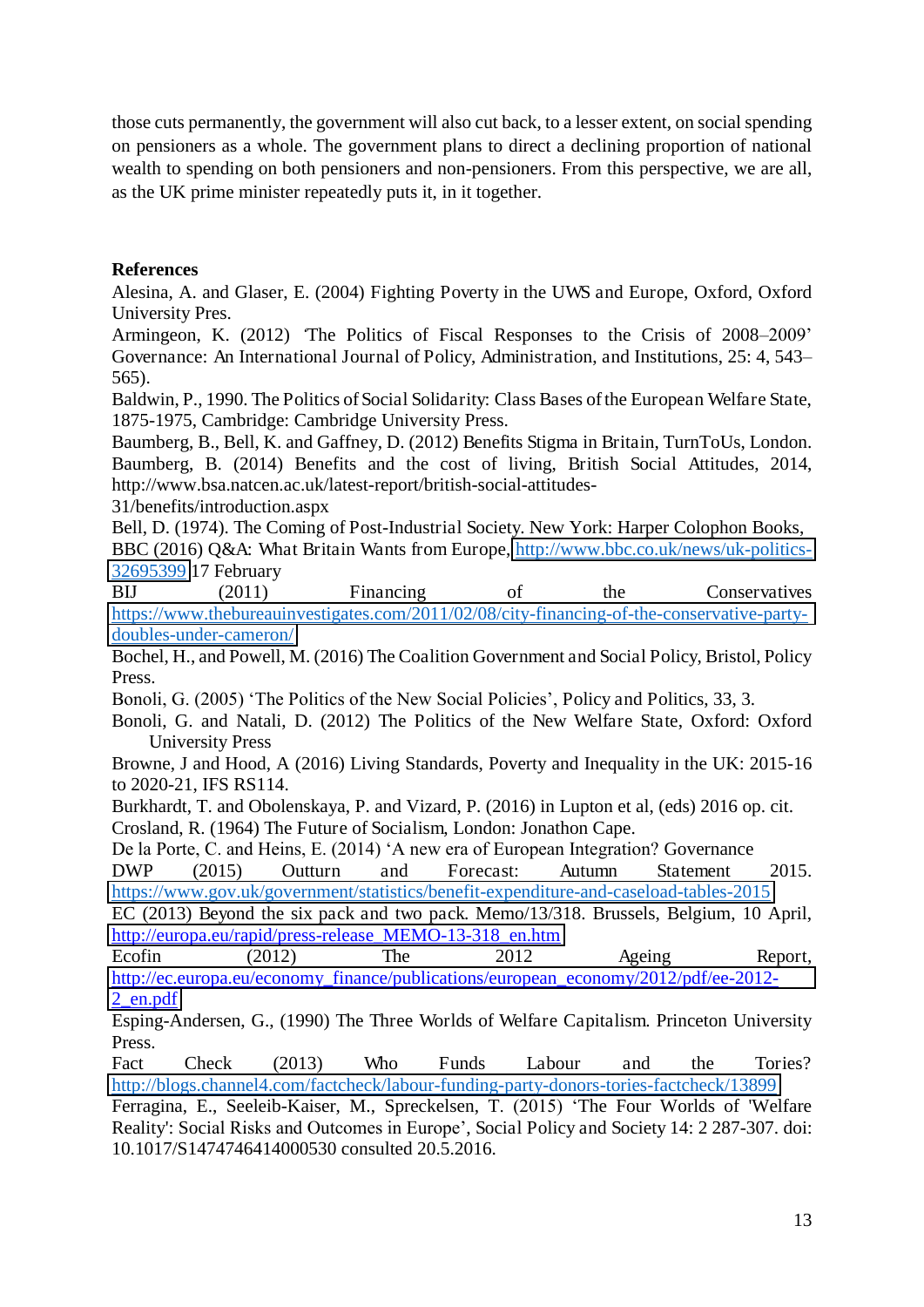those cuts permanently, the government will also cut back, to a lesser extent, on social spending on pensioners as a whole. The government plans to direct a declining proportion of national wealth to spending on both pensioners and non-pensioners. From this perspective, we are all, as the UK prime minister repeatedly puts it, in it together.

**References**

Alesina, A. and Glaser, E. (2004) Fighting Poverty in the UWS and Europe, Oxford, Oxford University Pres.

Armingeon, K. (2012) 'The Politics of Fiscal Responses to the Crisis of 2008–2009' Governance: An International Journal of Policy, Administration, and Institutions, 25: 4, 543–565).

Baldwin, P., 1990. The Politics of Social Solidarity: Class Bases of the European Welfare State, 1875-1975, Cambridge: Cambridge University Press.

Baumberg, B., Bell, K. and Gaffney, D. (2012) Benefits Stigma in Britain, TurnToUs, London.

Baumberg, B. (2014) Benefits and the cost of living, British Social Attitudes, 2014, http://www.bsa.natcen.ac.uk/latest-report/british-social-attitudes-31/benefits/introduction.aspx

Bell, D. (1974). The Coming of Post-Industrial Society. New York: Harper Colophon Books,

BBC (2016) Q&A: What Britain Wants from Europe, http://www.bbc.co.uk/news/uk-politics-32695399 17 February

BIJ (2011) Financing of the Conservatives https://www.thebureauinvestigates.com/2011/02/08/city-financing-of-the-conservative-party-doubles-under-cameron/

Bochel, H., and Powell, M. (2016) The Coalition Government and Social Policy, Bristol, Policy Press.

Bonoli, G. (2005) 'The Politics of the New Social Policies', Policy and Politics, 33, 3.

Bonoli, G. and Natali, D. (2012) The Politics of the New Welfare State, Oxford: Oxford University Press

Browne, J and Hood, A (2016) Living Standards, Poverty and Inequality in the UK: 2015-16 to 2020-21, IFS RS114.

Burkhardt, T. and Obolenskaya, P. and Vizard, P. (2016) in Lupton et al, (eds) 2016 op. cit.

Crosland, R. (1964) The Future of Socialism, London: Jonathon Cape.

De la Porte, C. and Heins, E. (2014) 'A new era of European Integration? Governance

DWP (2015) Outturn and Forecast: Autumn Statement 2015. https://www.gov.uk/government/statistics/benefit-expenditure-and-caseload-tables-2015

EC (2013) Beyond the six pack and two pack. Memo/13/318. Brussels, Belgium, 10 April, http://europa.eu/rapid/press-release_MEMO-13-318_en.htm

Ecofin (2012) The 2012 Ageing Report, http://ec.europa.eu/economy_finance/publications/european_economy/2012/pdf/ee-2012-2_en.pdf

Esping-Andersen, G., (1990) The Three Worlds of Welfare Capitalism. Princeton University Press.

Fact Check (2013) Who Funds Labour and the Tories? http://blogs.channel4.com/factcheck/labour-funding-party-donors-tories-factcheck/13899

Ferragina, E., Seeleib-Kaiser, M., Spreckelsen, T. (2015) 'The Four Worlds of 'Welfare Reality': Social Risks and Outcomes in Europe', Social Policy and Society 14: 2 287-307. doi: 10.1017/S1474746414000530 consulted 20.5.2016.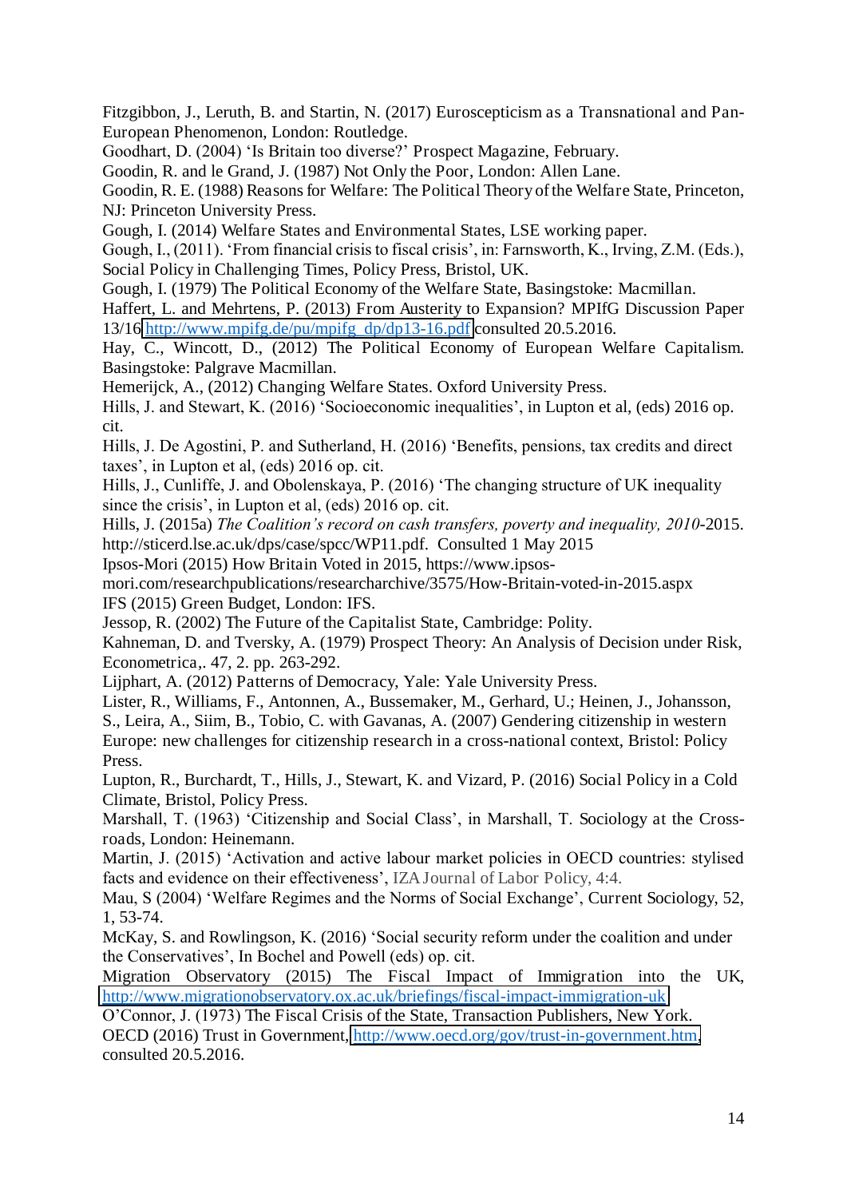Fitzgibbon, J., Leruth, B. and Startin, N. (2017) Euroscepticism as a Transnational and Pan-European Phenomenon, London: Routledge.

Goodhart, D. (2004) 'Is Britain too diverse?' Prospect Magazine, February.

Goodin, R. and le Grand, J. (1987) Not Only the Poor, London: Allen Lane.

Goodin, R. E. (1988) Reasons for Welfare: The Political Theory of the Welfare State, Princeton, NJ: Princeton University Press.

Gough, I. (2014) Welfare States and Environmental States, LSE working paper.

Gough, I., (2011). 'From financial crisis to fiscal crisis', in: Farnsworth, K., Irving, Z.M. (Eds.), Social Policy in Challenging Times, Policy Press, Bristol, UK.

Gough, I. (1979) The Political Economy of the Welfare State, Basingstoke: Macmillan.

Haffert, L. and Mehrtens, P. (2013) From Austerity to Expansion? MPIfG Discussion Paper 13/16 http://www.mpifg.de/pu/mpifg_dp/dp13-16.pdf consulted 20.5.2016.

Hay, C., Wincott, D., (2012) The Political Economy of European Welfare Capitalism. Basingstoke: Palgrave Macmillan.

Hemerijck, A., (2012) Changing Welfare States. Oxford University Press.

Hills, J. and Stewart, K. (2016) 'Socioeconomic inequalities', in Lupton et al, (eds) 2016 op. cit.

Hills, J. De Agostini, P. and Sutherland, H. (2016) 'Benefits, pensions, tax credits and direct taxes', in Lupton et al, (eds) 2016 op. cit.

Hills, J., Cunliffe, J. and Obolenskaya, P. (2016) 'The changing structure of UK inequality since the crisis', in Lupton et al, (eds) 2016 op. cit.

Hills, J. (2015a) *The Coalition's record on cash transfers, poverty and inequality, 2010*-2015. http://sticerd.lse.ac.uk/dps/case/spcc/WP11.pdf. Consulted 1 May 2015

Ipsos-Mori (2015) How Britain Voted in 2015, https://www.ipsos-mori.com/researchpublications/researcharchive/3575/How-Britain-voted-in-2015.aspx

IFS (2015) Green Budget, London: IFS.

Jessop, R. (2002) The Future of the Capitalist State, Cambridge: Polity.

Kahneman, D. and Tversky, A. (1979) Prospect Theory: An Analysis of Decision under Risk, Econometrica,. 47, 2. pp. 263-292.

Lijphart, A. (2012) Patterns of Democracy, Yale: Yale University Press.

Lister, R., Williams, F., Antonnen, A., Bussemaker, M., Gerhard, U.; Heinen, J., Johansson, S., Leira, A., Siim, B., Tobio, C. with Gavanas, A. (2007) Gendering citizenship in western Europe: new challenges for citizenship research in a cross-national context, Bristol: Policy Press.

Lupton, R., Burchardt, T., Hills, J., Stewart, K. and Vizard, P. (2016) Social Policy in a Cold Climate, Bristol, Policy Press.

Marshall, T. (1963) 'Citizenship and Social Class', in Marshall, T. Sociology at the Cross-roads, London: Heinemann.

Martin, J. (2015) 'Activation and active labour market policies in OECD countries: stylised facts and evidence on their effectiveness', IZA Journal of Labor Policy, 4:4.

Mau, S (2004) 'Welfare Regimes and the Norms of Social Exchange', Current Sociology, 52, 1, 53-74.

McKay, S. and Rowlingson, K. (2016) 'Social security reform under the coalition and under the Conservatives', In Bochel and Powell (eds) op. cit.

Migration Observatory (2015) The Fiscal Impact of Immigration into the UK, http://www.migrationobservatory.ox.ac.uk/briefings/fiscal-impact-immigration-uk

O'Connor, J. (1973) The Fiscal Crisis of the State, Transaction Publishers, New York.

OECD (2016) Trust in Government, http://www.oecd.org/gov/trust-in-government.htm, consulted 20.5.2016.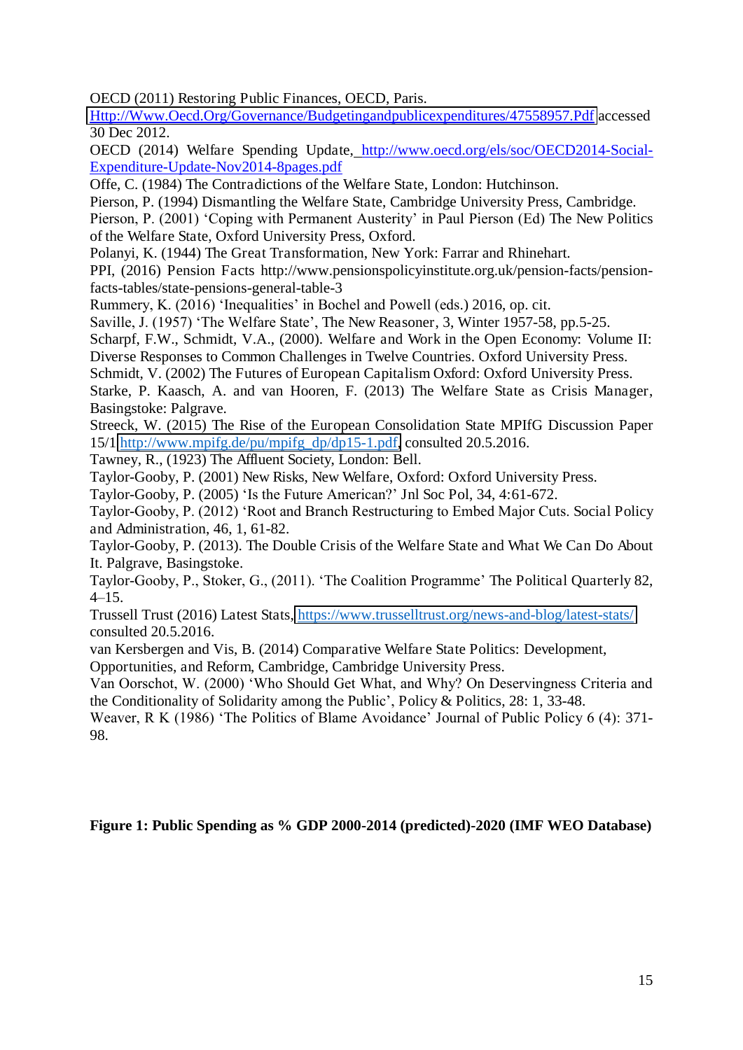OECD (2011) Restoring Public Finances, OECD, Paris. Http://Www.Oecd.Org/Governance/Budgetingandpublicexpenditures/47558957.Pdf accessed 30 Dec 2012.

OECD (2014) Welfare Spending Update, http://www.oecd.org/els/soc/OECD2014-Social-Expenditure-Update-Nov2014-8pages.pdf

Offe, C. (1984) The Contradictions of the Welfare State, London: Hutchinson.

Pierson, P. (1994) Dismantling the Welfare State, Cambridge University Press, Cambridge.

Pierson, P. (2001) 'Coping with Permanent Austerity' in Paul Pierson (Ed) The New Politics of the Welfare State, Oxford University Press, Oxford.

Polanyi, K. (1944) The Great Transformation, New York: Farrar and Rhinehart.

PPI, (2016) Pension Facts http://www.pensionspolicyinstitute.org.uk/pension-facts/pension-facts-tables/state-pensions-general-table-3

Rummery, K. (2016) 'Inequalities' in Bochel and Powell (eds.) 2016, op. cit.

Saville, J. (1957) 'The Welfare State', The New Reasoner, 3, Winter 1957-58, pp.5-25.

Scharpf, F.W., Schmidt, V.A., (2000). Welfare and Work in the Open Economy: Volume II: Diverse Responses to Common Challenges in Twelve Countries. Oxford University Press.

Schmidt, V. (2002) The Futures of European Capitalism Oxford: Oxford University Press.

Starke, P. Kaasch, A. and van Hooren, F. (2013) The Welfare State as Crisis Manager, Basingstoke: Palgrave.

Streeck, W. (2015) The Rise of the European Consolidation State MPIfG Discussion Paper 15/1 http://www.mpifg.de/pu/mpifg_dp/dp15-1.pdf, consulted 20.5.2016.

Tawney, R., (1923) The Affluent Society, London: Bell.

Taylor-Gooby, P. (2001) New Risks, New Welfare, Oxford: Oxford University Press.

Taylor-Gooby, P. (2005) 'Is the Future American?' Jnl Soc Pol, 34, 4:61-672.

Taylor-Gooby, P. (2012) 'Root and Branch Restructuring to Embed Major Cuts. Social Policy and Administration, 46, 1, 61-82.

Taylor-Gooby, P. (2013). The Double Crisis of the Welfare State and What We Can Do About It. Palgrave, Basingstoke.

Taylor-Gooby, P., Stoker, G., (2011). 'The Coalition Programme' The Political Quarterly 82, 4–15.

Trussell Trust (2016) Latest Stats, https://www.trusselltrust.org/news-and-blog/latest-stats/ consulted 20.5.2016.

van Kersbergen and Vis, B. (2014) Comparative Welfare State Politics: Development, Opportunities, and Reform, Cambridge, Cambridge University Press.

Van Oorschot, W. (2000) 'Who Should Get What, and Why? On Deservingness Criteria and the Conditionality of Solidarity among the Public', Policy & Politics, 28: 1, 33-48.

Weaver, R K (1986) 'The Politics of Blame Avoidance' Journal of Public Policy 6 (4): 371-98.

**Figure 1: Public Spending as % GDP 2000-2014 (predicted)-2020 (IMF WEO Database)**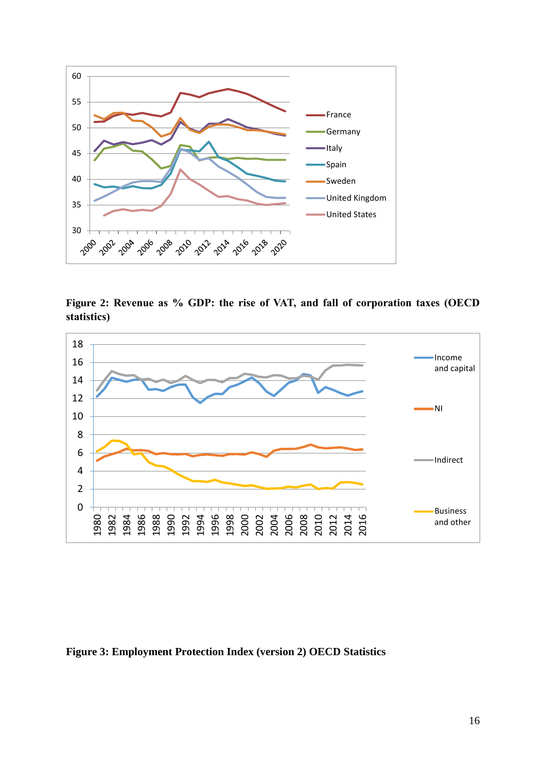**Figure 2: Revenue as % GDP: the rise of VAT, and fall of corporation taxes (OECD statistics)**

**Figure 3: Employment Protection Index (version 2) OECD Statistics**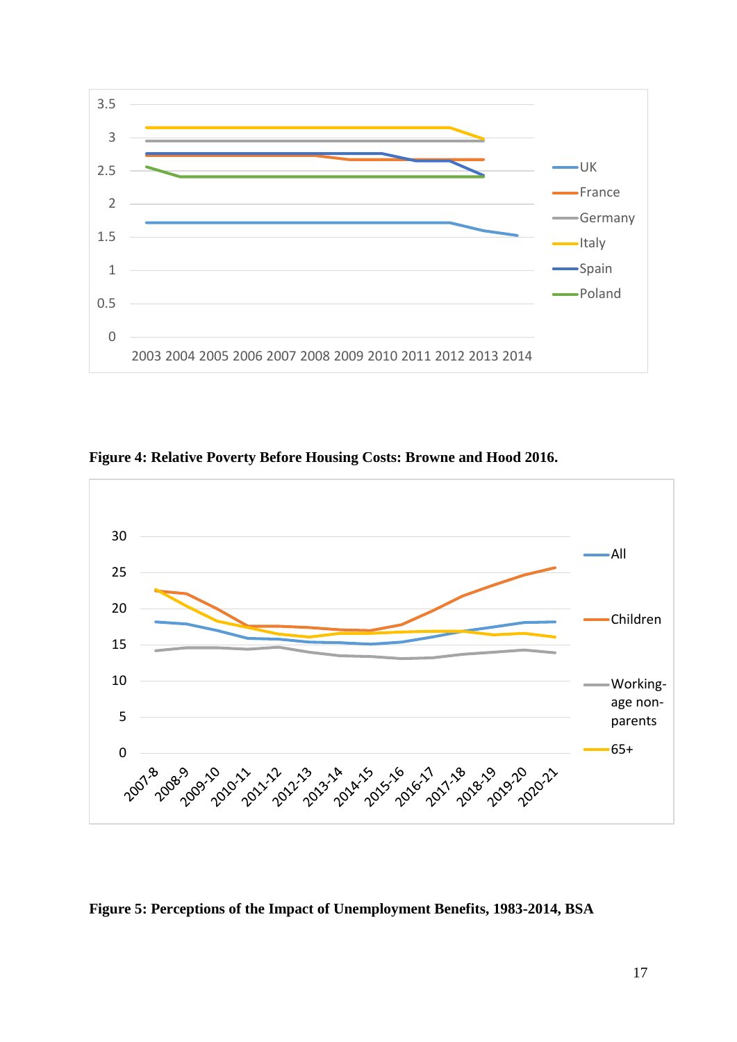Figure 4: Relative Poverty Before Housing Costs: Browne and Hood 2016.

**Figure 5: Perceptions of the Impact of Unemployment Benefits, 1983-2014, BSA**

**Figure 4: Relative Poverty Before Housing Costs: Browne and Hood 2016.**

**Figure 5: Perceptions of the Impact of Unemployment Benefits, 1983-2014, BSA**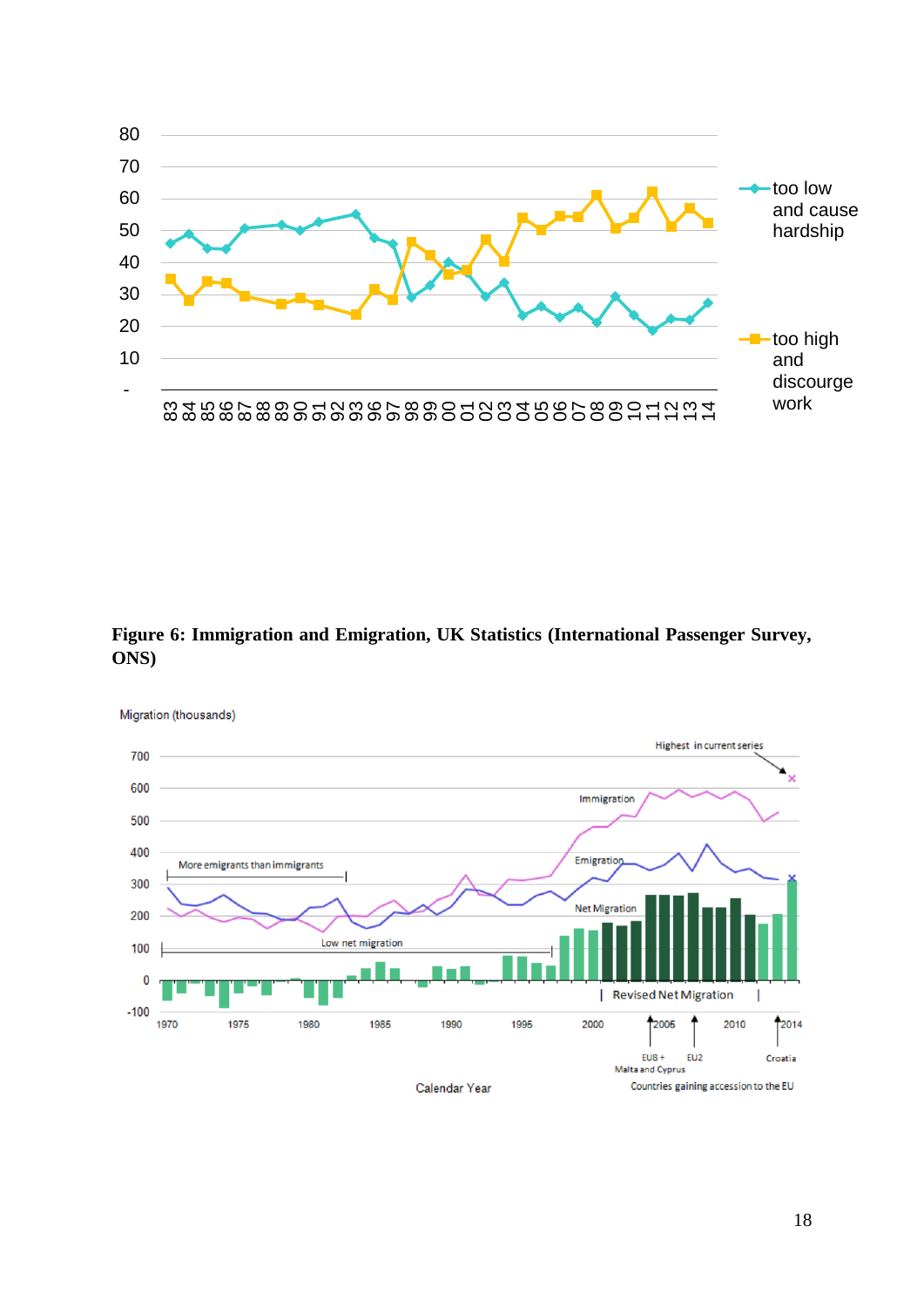**Figure 6: Immigration and Emigration, UK Statistics (International Passenger Survey, ONS)**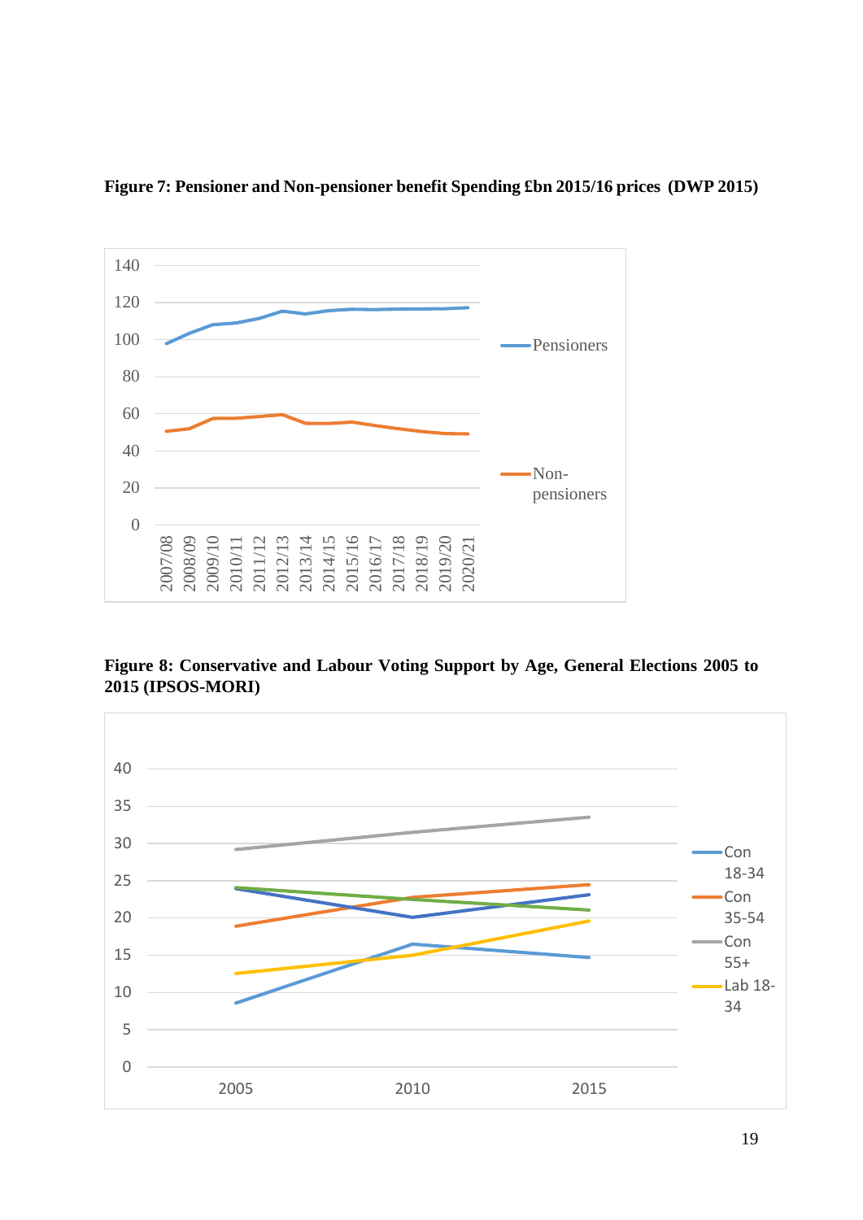**Figure 7: Pensioner and Non-pensioner benefit Spending £bn 2015/16 prices (DWP 2015)**

**Figure 8: Conservative and Labour Voting Support by Age, General Elections 2005 to 2015 (IPSOS-MORI)**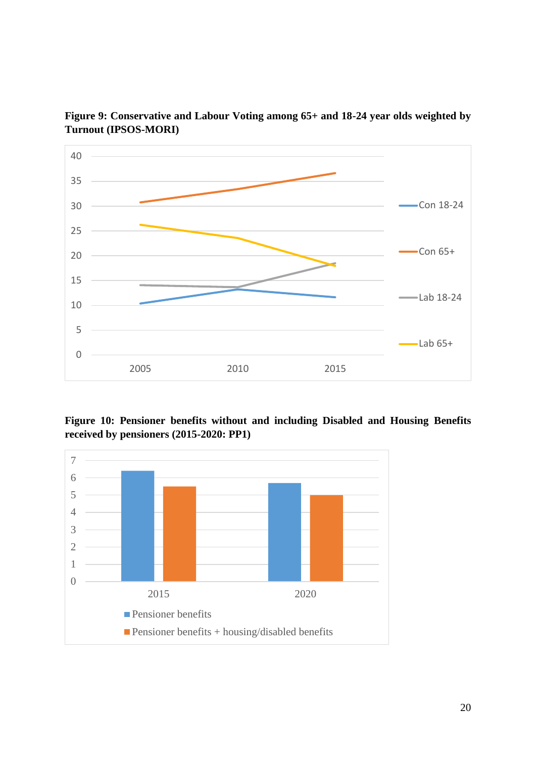**Figure 9: Conservative and Labour Voting among 65+ and 18-24 year olds weighted by Turnout (IPSOS-MORI)**

**Figure 10: Pensioner benefits without and including Disabled and Housing Benefits received by pensioners (2015-2020: PP1)**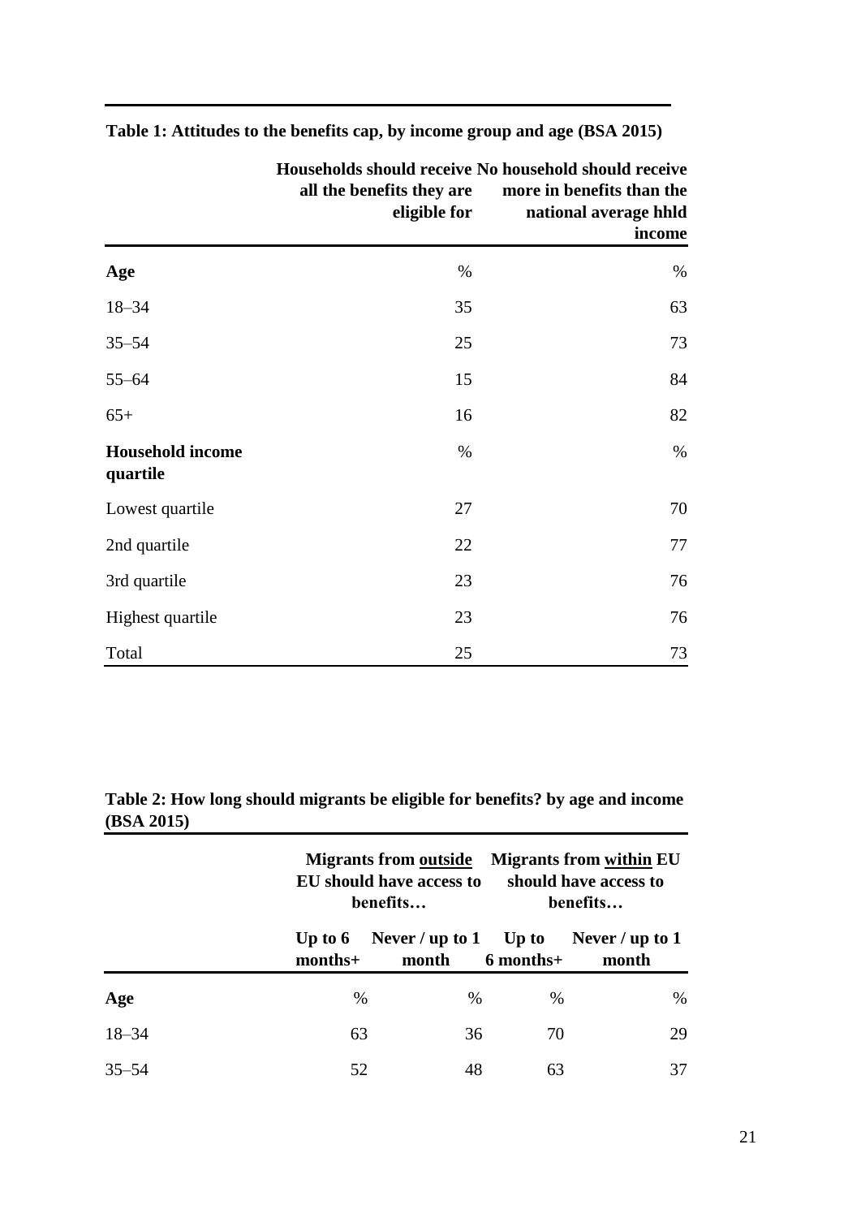**Table 1: Attitudes to the benefits cap, by income group and age (BSA 2015)**

| | Households should receive all the benefits they are eligible for | No household should receive more in benefits than the national average hhld income |
|---|---|---|
| **Age** | % | % |
| 18–34 | 35 | 63 |
| 35–54 | 25 | 73 |
| 55–64 | 15 | 84 |
| 65+ | 16 | 82 |
| **Household income quartile** | % | % |
| Lowest quartile | 27 | 70 |
| 2nd quartile | 22 | 77 |
| 3rd quartile | 23 | 76 |
| Highest quartile | 23 | 76 |
| Total | 25 | 73 |

**Table 2: How long should migrants be eligible for benefits? by age and income (BSA 2015)**

| | Migrants from outside EU should have access to benefits… | | Migrants from within EU should have access to benefits… | |
|---|---|---|---|---|
| | Up to 6 months+ | Never / up to 1 month | Up to 6 months+ | Never / up to 1 month |
| **Age** | % | % | % | % |
| 18–34 | 63 | 36 | 70 | 29 |
| 35–54 | 52 | 48 | 63 | 37 |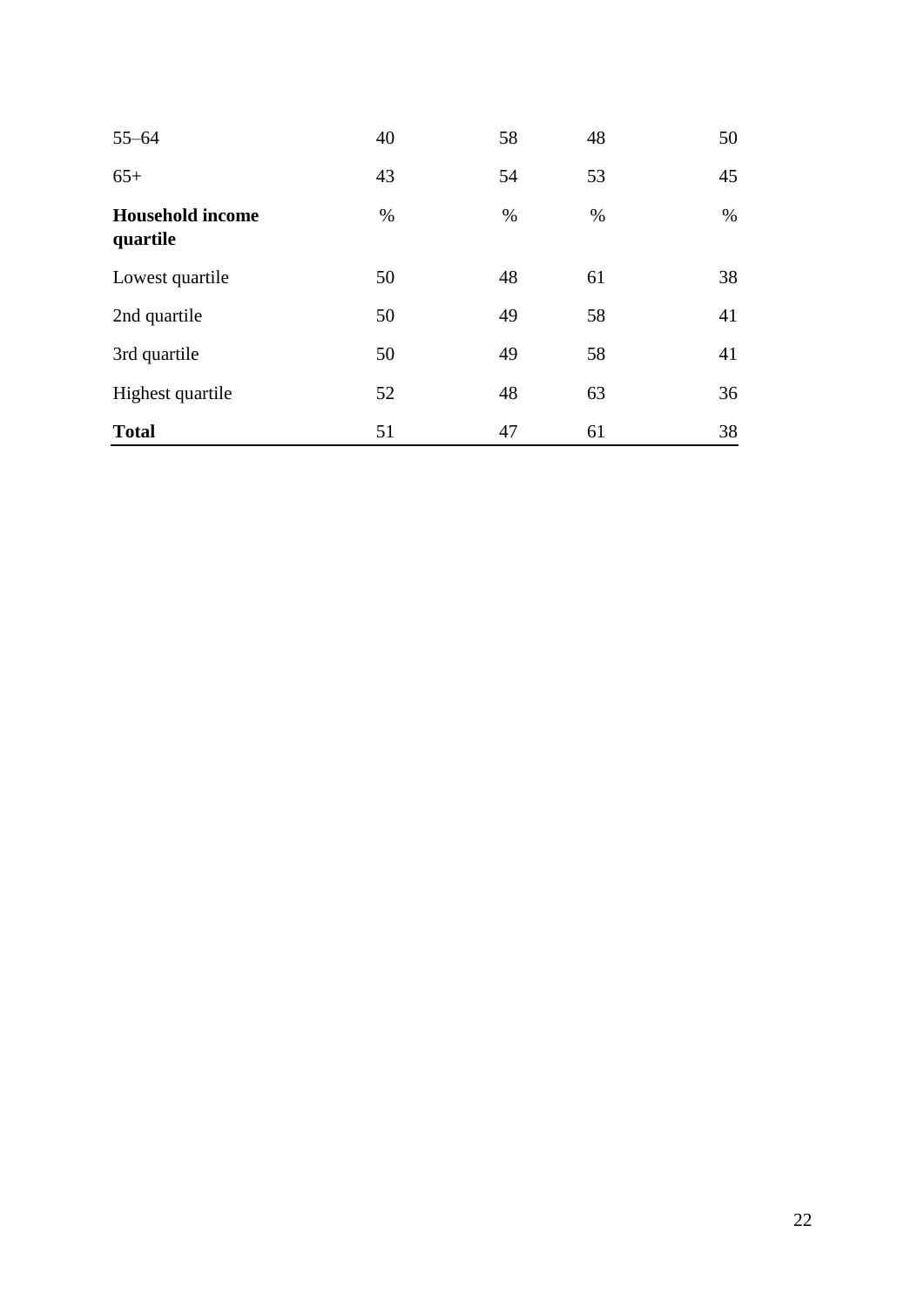| | | | | |
|---|---|---|---|---|
| 55–64 | 40 | 58 | 48 | 50 |
| 65+ | 43 | 54 | 53 | 45 |
| **Household income quartile** | % | % | % | % |
| Lowest quartile | 50 | 48 | 61 | 38 |
| 2nd quartile | 50 | 49 | 58 | 41 |
| 3rd quartile | 50 | 49 | 58 | 41 |
| Highest quartile | 52 | 48 | 63 | 36 |
| **Total** | 51 | 47 | 61 | 38 |